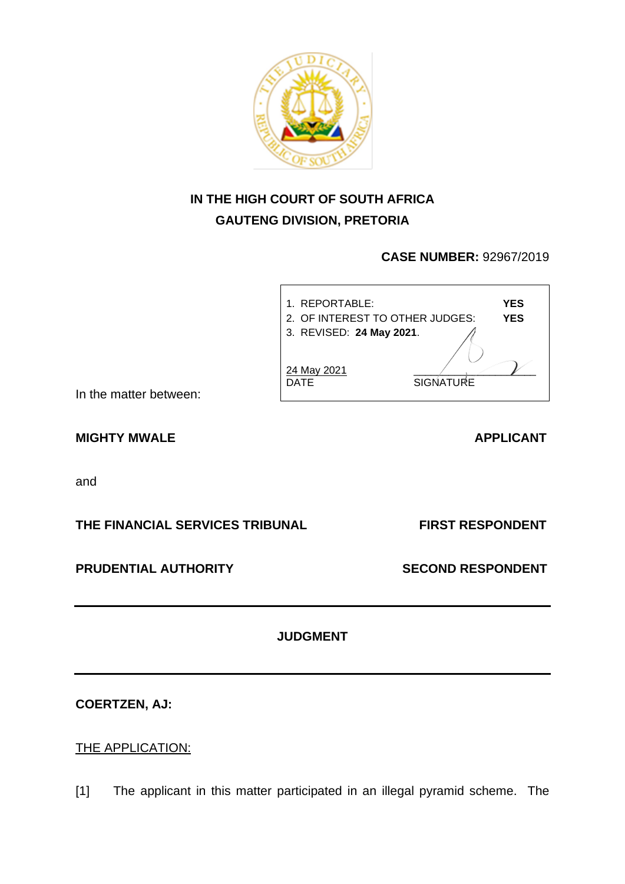**IN THE HIGH COURT OF SOUTH AFRICA**
**GAUTENG DIVISION, PRETORIA**

**CASE NUMBER:** 92967/2019

| | |
|---|---|
| 1. REPORTABLE: | **YES** |
| 2. OF INTEREST TO OTHER JUDGES: | **YES** |
| 3. REVISED: **24 May 2021**. | |
| 24 May 2021<br>DATE | SIGNATURE |

In the matter between:

**MIGHTY MWALE** **APPLICANT**

and

**THE FINANCIAL SERVICES TRIBUNAL** **FIRST RESPONDENT**

**PRUDENTIAL AUTHORITY** **SECOND RESPONDENT**

---

**JUDGMENT**

---

**COERTZEN, AJ:**

THE APPLICATION:

[1] The applicant in this matter participated in an illegal pyramid scheme. The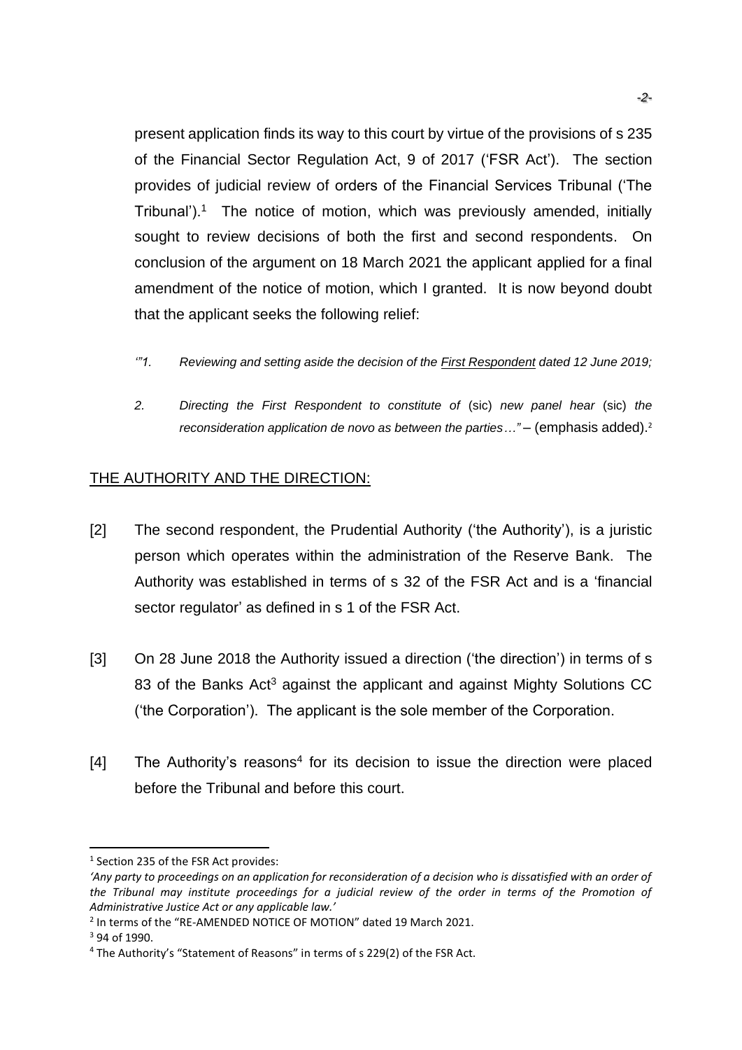present application finds its way to this court by virtue of the provisions of s 235 of the Financial Sector Regulation Act, 9 of 2017 ('FSR Act'). The section provides of judicial review of orders of the Financial Services Tribunal ('The Tribunal').[1] The notice of motion, which was previously amended, initially sought to review decisions of both the first and second respondents. On conclusion of the argument on 18 March 2021 the applicant applied for a final amendment of the notice of motion, which I granted. It is now beyond doubt that the applicant seeks the following relief:

> *'"1. Reviewing and setting aside the decision of the <u>First Respondent</u> dated 12 June 2019;*
>
> *2. Directing the First Respondent to constitute of* (sic) *new panel hear* (sic) *the reconsideration application de novo as between the parties…"* – (emphasis added).[2]

## THE AUTHORITY AND THE DIRECTION:

[2] The second respondent, the Prudential Authority ('the Authority'), is a juristic person which operates within the administration of the Reserve Bank. The Authority was established in terms of s 32 of the FSR Act and is a 'financial sector regulator' as defined in s 1 of the FSR Act.

[3] On 28 June 2018 the Authority issued a direction ('the direction') in terms of s 83 of the Banks Act[3] against the applicant and against Mighty Solutions CC ('the Corporation'). The applicant is the sole member of the Corporation.

[4] The Authority's reasons[4] for its decision to issue the direction were placed before the Tribunal and before this court.

---

[1] Section 235 of the FSR Act provides:
*'Any party to proceedings on an application for reconsideration of a decision who is dissatisfied with an order of the Tribunal may institute proceedings for a judicial review of the order in terms of the Promotion of Administrative Justice Act or any applicable law.'*

[2] In terms of the "RE-AMENDED NOTICE OF MOTION" dated 19 March 2021.

[3] 94 of 1990.

[4] The Authority's "Statement of Reasons" in terms of s 229(2) of the FSR Act.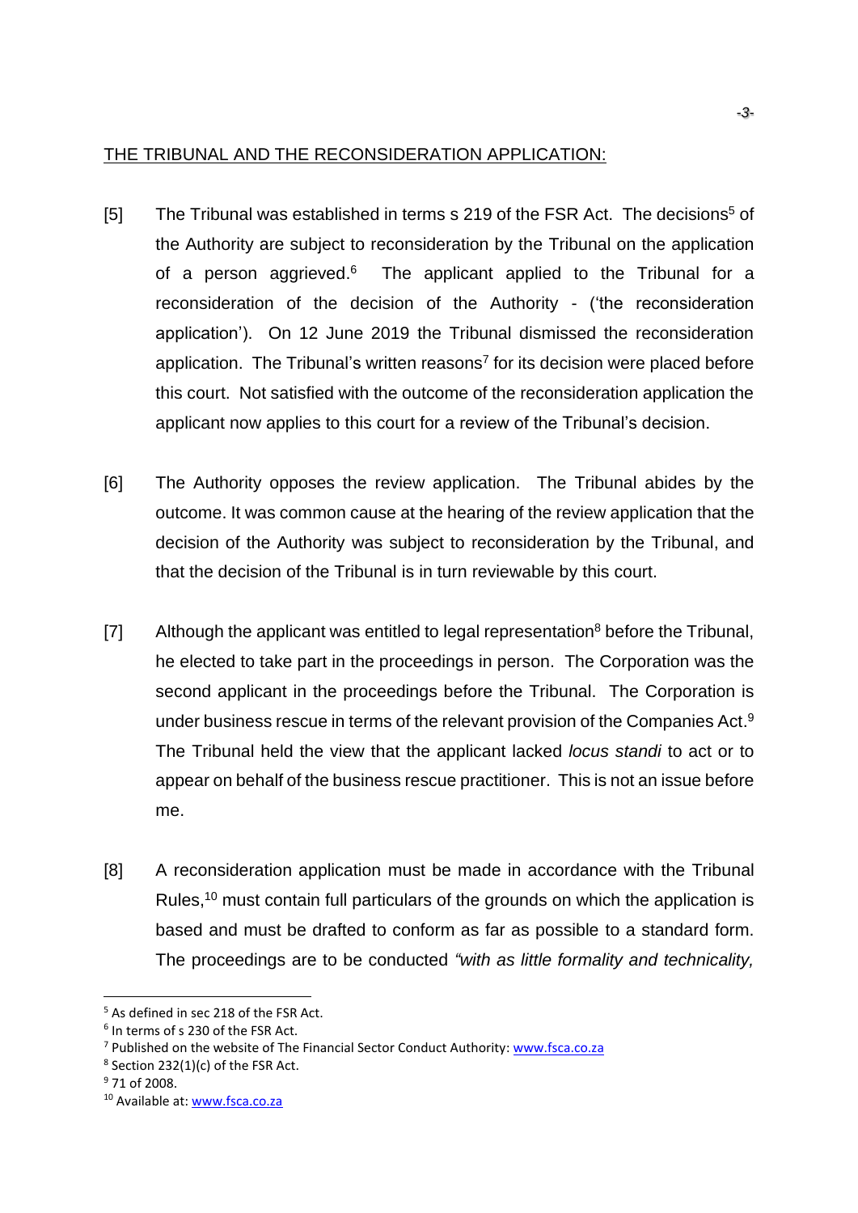THE TRIBUNAL AND THE RECONSIDERATION APPLICATION:

[5] The Tribunal was established in terms s 219 of the FSR Act. The decisions[5] of the Authority are subject to reconsideration by the Tribunal on the application of a person aggrieved.[6] The applicant applied to the Tribunal for a reconsideration of the decision of the Authority - ('the reconsideration application'). On 12 June 2019 the Tribunal dismissed the reconsideration application. The Tribunal's written reasons[7] for its decision were placed before this court. Not satisfied with the outcome of the reconsideration application the applicant now applies to this court for a review of the Tribunal's decision.

[6] The Authority opposes the review application. The Tribunal abides by the outcome. It was common cause at the hearing of the review application that the decision of the Authority was subject to reconsideration by the Tribunal, and that the decision of the Tribunal is in turn reviewable by this court.

[7] Although the applicant was entitled to legal representation[8] before the Tribunal, he elected to take part in the proceedings in person. The Corporation was the second applicant in the proceedings before the Tribunal. The Corporation is under business rescue in terms of the relevant provision of the Companies Act.[9] The Tribunal held the view that the applicant lacked *locus standi* to act or to appear on behalf of the business rescue practitioner. This is not an issue before me.

[8] A reconsideration application must be made in accordance with the Tribunal Rules,[10] must contain full particulars of the grounds on which the application is based and must be drafted to conform as far as possible to a standard form. The proceedings are to be conducted *"with as little formality and technicality,*

---

[5] As defined in sec 218 of the FSR Act.
[6] In terms of s 230 of the FSR Act.
[7] Published on the website of The Financial Sector Conduct Authority: www.fsca.co.za
[8] Section 232(1)(c) of the FSR Act.
[9] 71 of 2008.
[10] Available at: www.fsca.co.za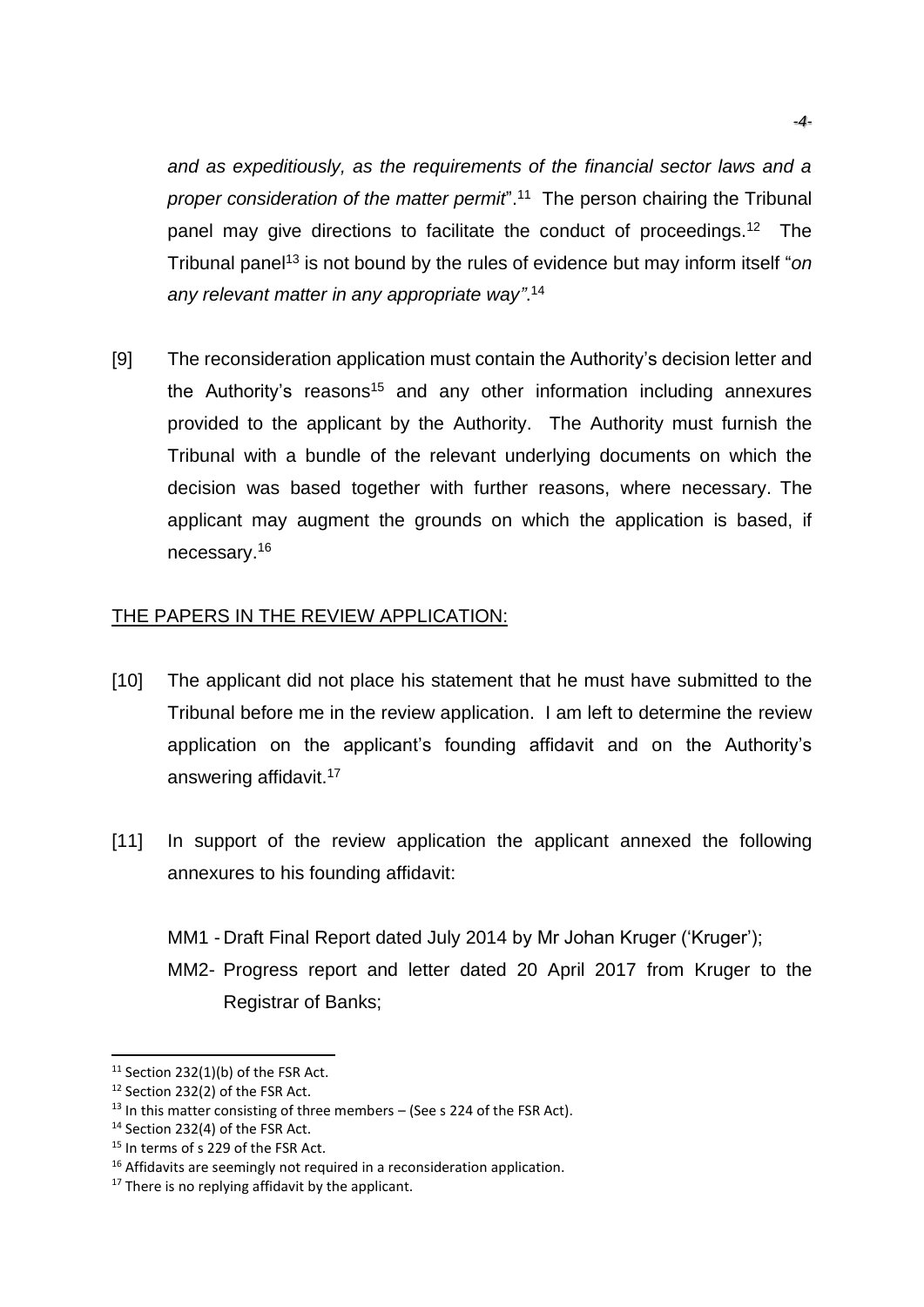*and as expeditiously, as the requirements of the financial sector laws and a proper consideration of the matter permit*".[11] The person chairing the Tribunal panel may give directions to facilitate the conduct of proceedings.[12] The Tribunal panel[13] is not bound by the rules of evidence but may inform itself "*on any relevant matter in any appropriate way"*.[14]

[9] The reconsideration application must contain the Authority's decision letter and the Authority's reasons[15] and any other information including annexures provided to the applicant by the Authority. The Authority must furnish the Tribunal with a bundle of the relevant underlying documents on which the decision was based together with further reasons, where necessary. The applicant may augment the grounds on which the application is based, if necessary.[16]

<u>THE PAPERS IN THE REVIEW APPLICATION:</u>

[10] The applicant did not place his statement that he must have submitted to the Tribunal before me in the review application. I am left to determine the review application on the applicant's founding affidavit and on the Authority's answering affidavit.[17]

[11] In support of the review application the applicant annexed the following annexures to his founding affidavit:

MM1 - Draft Final Report dated July 2014 by Mr Johan Kruger ('Kruger');

MM2- Progress report and letter dated 20 April 2017 from Kruger to the Registrar of Banks;

---

[11] Section 232(1)(b) of the FSR Act.

[12] Section 232(2) of the FSR Act.

[13] In this matter consisting of three members – (See s 224 of the FSR Act).

[14] Section 232(4) of the FSR Act.

[15] In terms of s 229 of the FSR Act.

[16] Affidavits are seemingly not required in a reconsideration application.

[17] There is no replying affidavit by the applicant.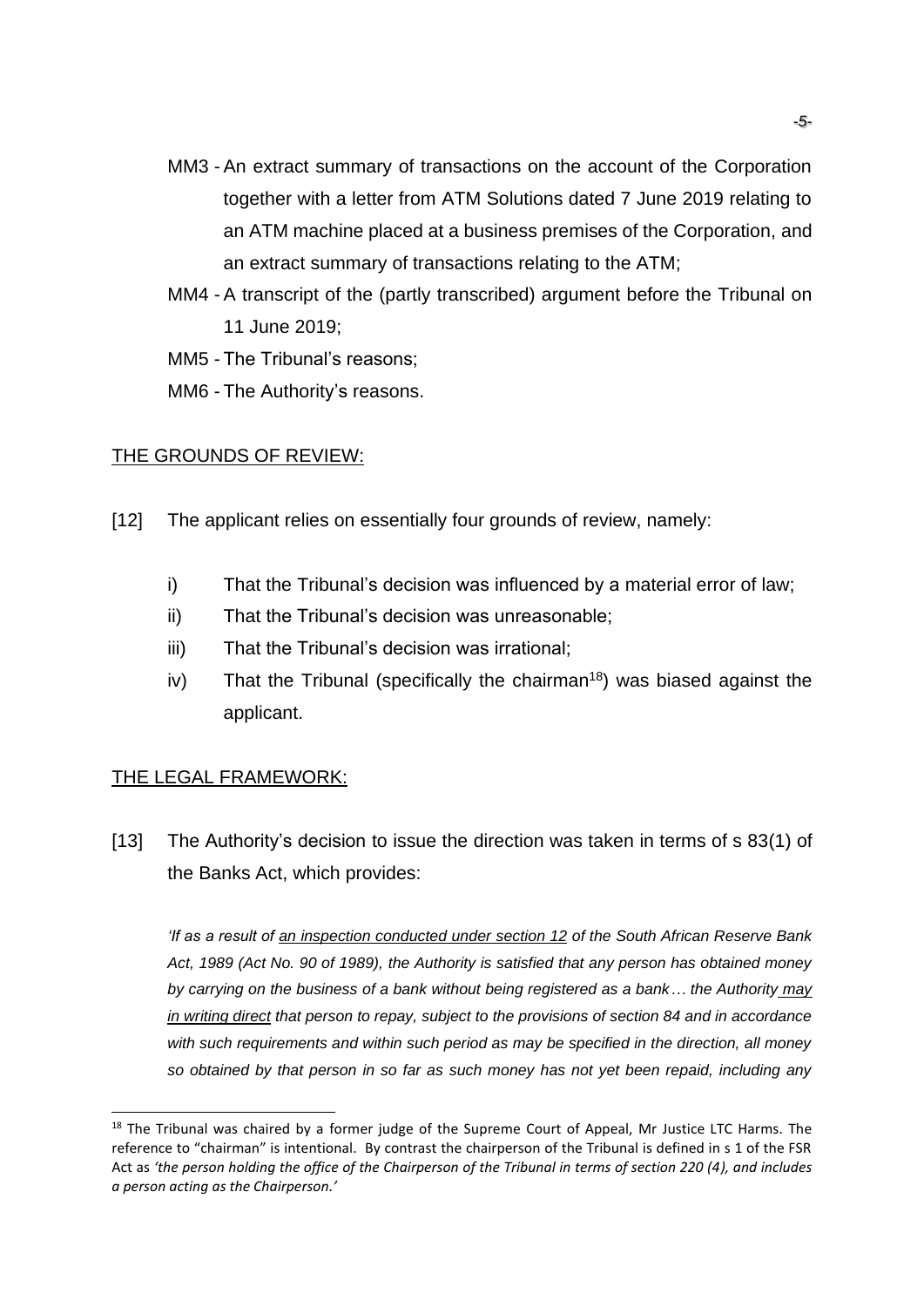MM3 - An extract summary of transactions on the account of the Corporation together with a letter from ATM Solutions dated 7 June 2019 relating to an ATM machine placed at a business premises of the Corporation, and an extract summary of transactions relating to the ATM;

MM4 - A transcript of the (partly transcribed) argument before the Tribunal on 11 June 2019;

MM5 - The Tribunal's reasons;

MM6 - The Authority's reasons.

## THE GROUNDS OF REVIEW:

[12] The applicant relies on essentially four grounds of review, namely:

i) That the Tribunal's decision was influenced by a material error of law;

ii) That the Tribunal's decision was unreasonable;

iii) That the Tribunal's decision was irrational;

iv) That the Tribunal (specifically the chairman[18]) was biased against the applicant.

## THE LEGAL FRAMEWORK:

[13] The Authority's decision to issue the direction was taken in terms of s 83(1) of the Banks Act, which provides:

> *'If as a result of <u>an inspection conducted under section 12</u> of the South African Reserve Bank Act, 1989 (Act No. 90 of 1989), the Authority is satisfied that any person has obtained money by carrying on the business of a bank without being registered as a bank… the Authority <u>may in writing direct</u> that person to repay, subject to the provisions of section 84 and in accordance with such requirements and within such period as may be specified in the direction, all money so obtained by that person in so far as such money has not yet been repaid, including any*

[18] The Tribunal was chaired by a former judge of the Supreme Court of Appeal, Mr Justice LTC Harms. The reference to "chairman" is intentional. By contrast the chairperson of the Tribunal is defined in s 1 of the FSR Act as *'the person holding the office of the Chairperson of the Tribunal in terms of section 220 (4), and includes a person acting as the Chairperson.'*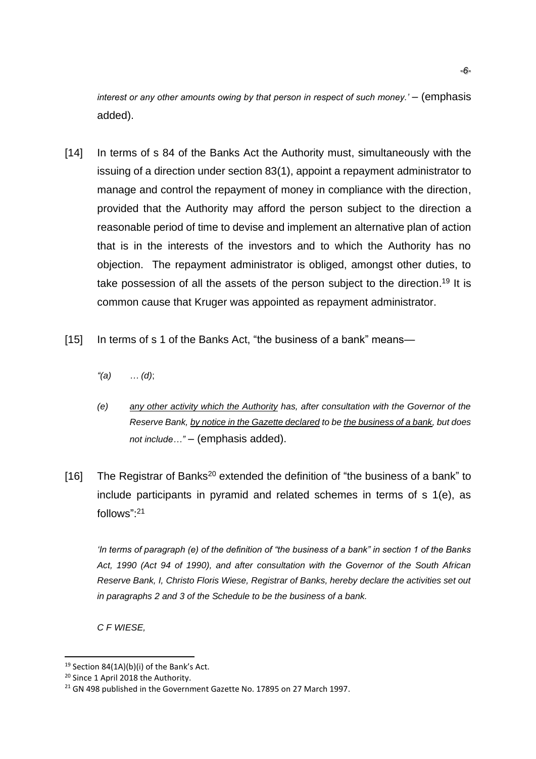*interest or any other amounts owing by that person in respect of such money.'* – (emphasis added).

[14] In terms of s 84 of the Banks Act the Authority must, simultaneously with the issuing of a direction under section 83(1), appoint a repayment administrator to manage and control the repayment of money in compliance with the direction, provided that the Authority may afford the person subject to the direction a reasonable period of time to devise and implement an alternative plan of action that is in the interests of the investors and to which the Authority has no objection. The repayment administrator is obliged, amongst other duties, to take possession of all the assets of the person subject to the direction.[19] It is common cause that Kruger was appointed as repayment administrator.

[15] In terms of s 1 of the Banks Act, "the business of a bank" means—

> *"(a) … (d)*;
>
> *(e) <u>any other activity which the Authority</u> has, after consultation with the Governor of the Reserve Bank, <u>by notice in the Gazette declared</u> to be <u>the business of a bank</u>, but does not include…"* – (emphasis added).

[16] The Registrar of Banks[20] extended the definition of "the business of a bank" to include participants in pyramid and related schemes in terms of s 1(e), as follows":[21]

> *'In terms of paragraph (e) of the definition of "the business of a bank" in section 1 of the Banks Act, 1990 (Act 94 of 1990), and after consultation with the Governor of the South African Reserve Bank, I, Christo Floris Wiese, Registrar of Banks, hereby declare the activities set out in paragraphs 2 and 3 of the Schedule to be the business of a bank.*
>
> *C F WIESE,*

---

[19] Section 84(1A)(b)(i) of the Bank's Act.

[20] Since 1 April 2018 the Authority.

[21] GN 498 published in the Government Gazette No. 17895 on 27 March 1997.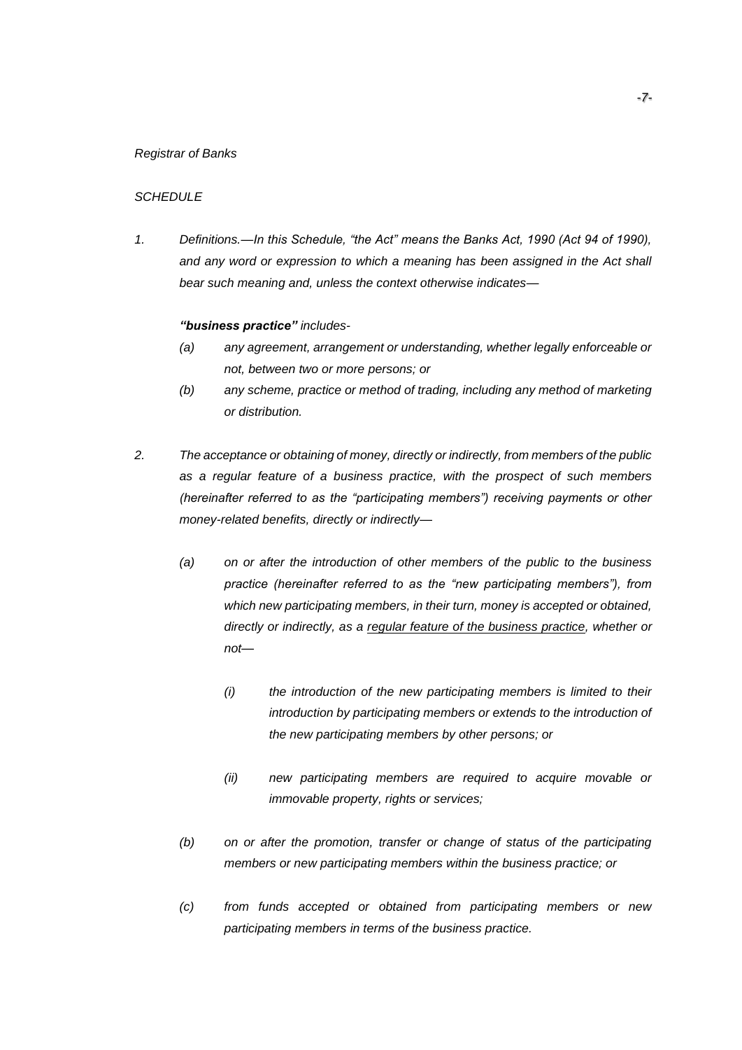*Registrar of Banks*

*SCHEDULE*

*1. Definitions.—In this Schedule, "the Act" means the Banks Act, 1990 (Act 94 of 1990), and any word or expression to which a meaning has been assigned in the Act shall bear such meaning and, unless the context otherwise indicates—*

***"business practice"** includes-*

*(a) any agreement, arrangement or understanding, whether legally enforceable or not, between two or more persons; or*

*(b) any scheme, practice or method of trading, including any method of marketing or distribution.*

*2. The acceptance or obtaining of money, directly or indirectly, from members of the public as a regular feature of a business practice, with the prospect of such members (hereinafter referred to as the "participating members") receiving payments or other money-related benefits, directly or indirectly—*

*(a) on or after the introduction of other members of the public to the business practice (hereinafter referred to as the "new participating members"), from which new participating members, in their turn, money is accepted or obtained, directly or indirectly, as a <u>regular feature of the business practice</u>, whether or not—*

*(i) the introduction of the new participating members is limited to their introduction by participating members or extends to the introduction of the new participating members by other persons; or*

*(ii) new participating members are required to acquire movable or immovable property, rights or services;*

*(b) on or after the promotion, transfer or change of status of the participating members or new participating members within the business practice; or*

*(c) from funds accepted or obtained from participating members or new participating members in terms of the business practice.*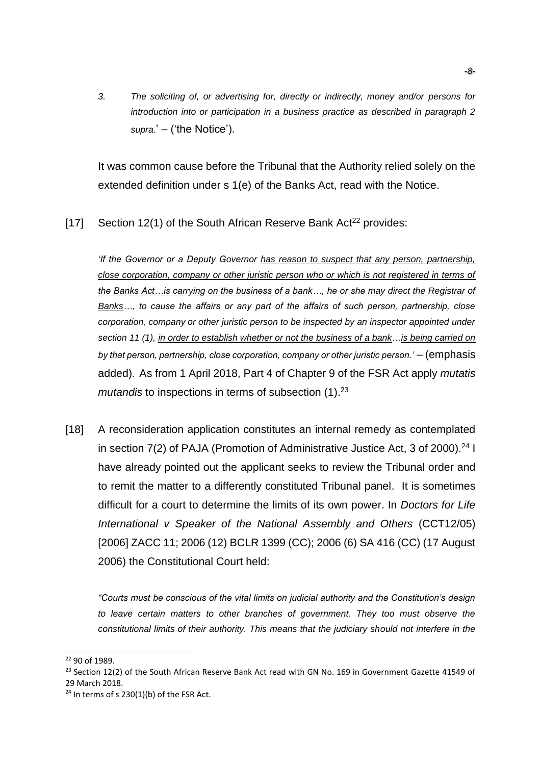*3. The soliciting of, or advertising for, directly or indirectly, money and/or persons for introduction into or participation in a business practice as described in paragraph 2 supra.*' – ('the Notice').

It was common cause before the Tribunal that the Authority relied solely on the extended definition under s 1(e) of the Banks Act, read with the Notice.

[17] Section 12(1) of the South African Reserve Bank Act[22] provides:

> *'If the Governor or a Deputy Governor <u>has reason to suspect that any person, partnership, close corporation, company or other juristic person who or which is not registered in terms of the Banks Act…is carrying on the business of a bank</u>…, he or she <u>may direct the Registrar of Banks</u>…, to cause the affairs or any part of the affairs of such person, partnership, close corporation, company or other juristic person to be inspected by an inspector appointed under section 11 (1), <u>in order to establish whether or not the business of a bank</u>…<u>is being carried on</u> by that person, partnership, close corporation, company or other juristic person.'* – (emphasis added). As from 1 April 2018, Part 4 of Chapter 9 of the FSR Act apply *mutatis mutandis* to inspections in terms of subsection (1).[23]

[18] A reconsideration application constitutes an internal remedy as contemplated in section 7(2) of PAJA (Promotion of Administrative Justice Act, 3 of 2000).[24] I have already pointed out the applicant seeks to review the Tribunal order and to remit the matter to a differently constituted Tribunal panel. It is sometimes difficult for a court to determine the limits of its own power. In *Doctors for Life International v Speaker of the National Assembly and Others* (CCT12/05) [2006] ZACC 11; 2006 (12) BCLR 1399 (CC); 2006 (6) SA 416 (CC) (17 August 2006) the Constitutional Court held:

> *"Courts must be conscious of the vital limits on judicial authority and the Constitution's design to leave certain matters to other branches of government. They too must observe the constitutional limits of their authority. This means that the judiciary should not interfere in the*

---

[22] 90 of 1989.

[23] Section 12(2) of the South African Reserve Bank Act read with GN No. 169 in Government Gazette 41549 of 29 March 2018.

[24] In terms of s 230(1)(b) of the FSR Act.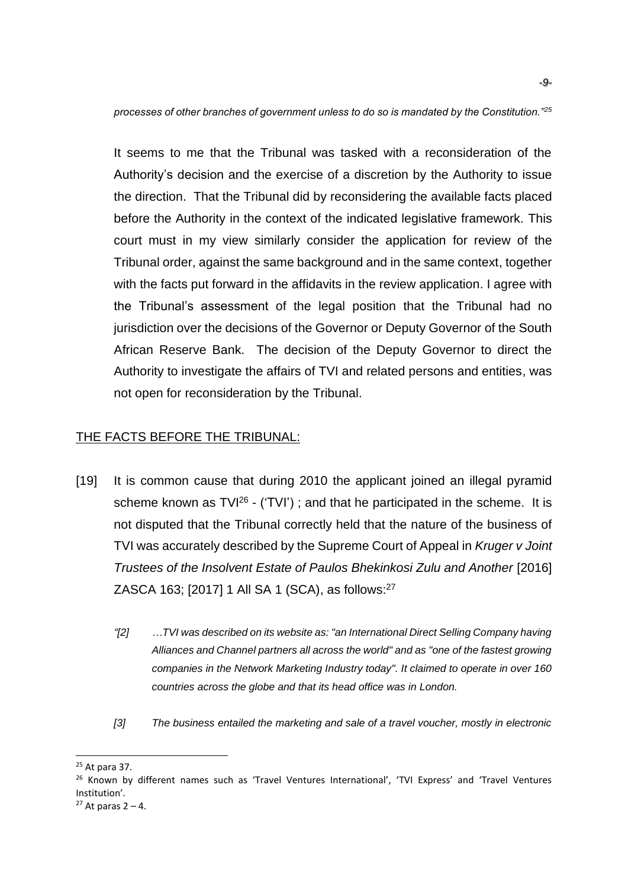*processes of other branches of government unless to do so is mandated by the Constitution."*[25]

It seems to me that the Tribunal was tasked with a reconsideration of the Authority's decision and the exercise of a discretion by the Authority to issue the direction. That the Tribunal did by reconsidering the available facts placed before the Authority in the context of the indicated legislative framework. This court must in my view similarly consider the application for review of the Tribunal order, against the same background and in the same context, together with the facts put forward in the affidavits in the review application. I agree with the Tribunal's assessment of the legal position that the Tribunal had no jurisdiction over the decisions of the Governor or Deputy Governor of the South African Reserve Bank. The decision of the Deputy Governor to direct the Authority to investigate the affairs of TVI and related persons and entities, was not open for reconsideration by the Tribunal.

## THE FACTS BEFORE THE TRIBUNAL:

[19] It is common cause that during 2010 the applicant joined an illegal pyramid scheme known as TVI[26] - ('TVI') ; and that he participated in the scheme. It is not disputed that the Tribunal correctly held that the nature of the business of TVI was accurately described by the Supreme Court of Appeal in *Kruger v Joint Trustees of the Insolvent Estate of Paulos Bhekinkosi Zulu and Another* [2016] ZASCA 163; [2017] 1 All SA 1 (SCA), as follows:[27]

> *"[2] …TVI was described on its website as: "an International Direct Selling Company having Alliances and Channel partners all across the world" and as "one of the fastest growing companies in the Network Marketing Industry today". It claimed to operate in over 160 countries across the globe and that its head office was in London.*
>
> *[3] The business entailed the marketing and sale of a travel voucher, mostly in electronic*

---

[25] At para 37.

[26] Known by different names such as 'Travel Ventures International', 'TVI Express' and 'Travel Ventures Institution'.

[27] At paras 2 – 4.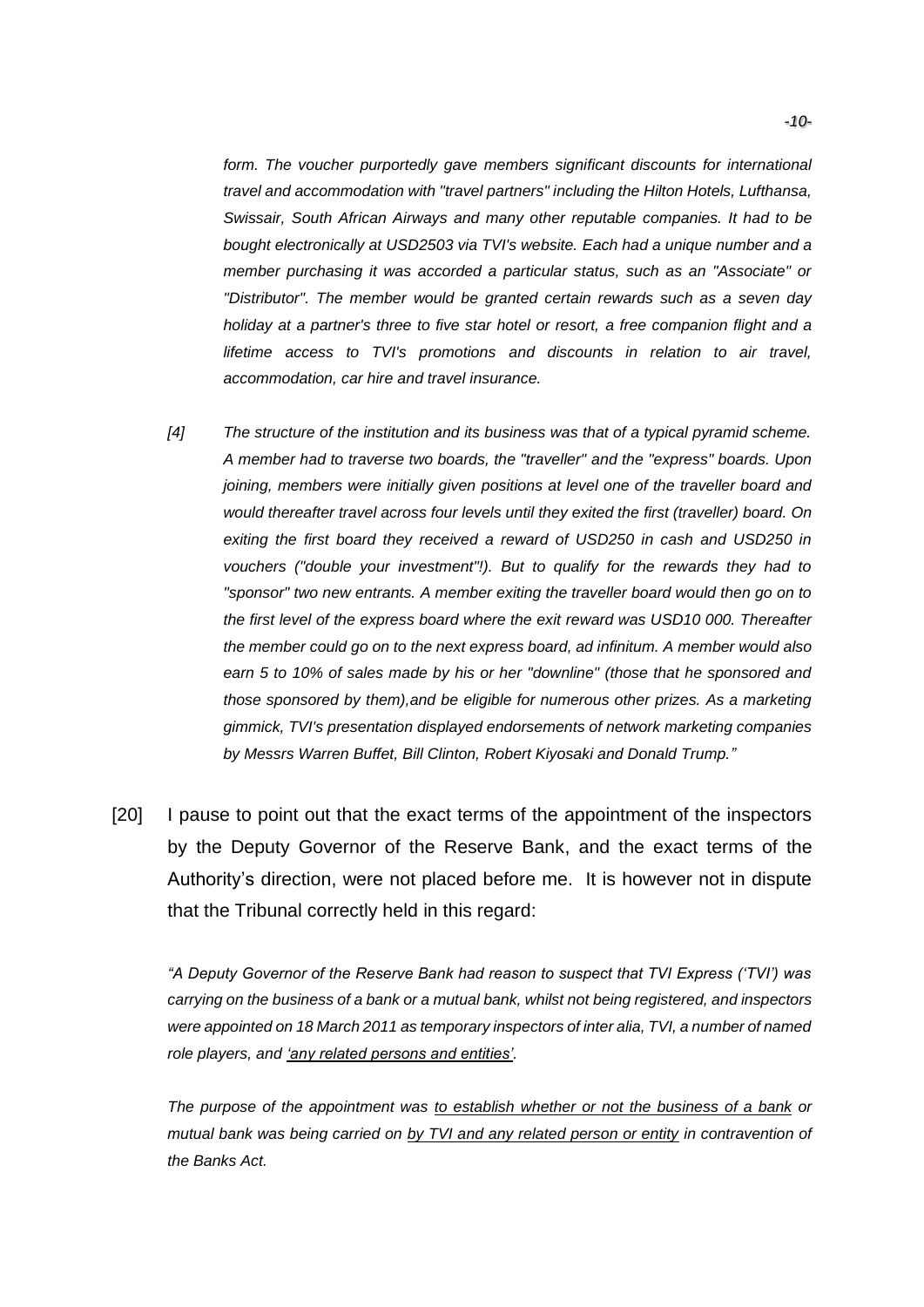*form. The voucher purportedly gave members significant discounts for international travel and accommodation with "travel partners" including the Hilton Hotels, Lufthansa, Swissair, South African Airways and many other reputable companies. It had to be bought electronically at USD2503 via TVI's website. Each had a unique number and a member purchasing it was accorded a particular status, such as an "Associate" or "Distributor". The member would be granted certain rewards such as a seven day holiday at a partner's three to five star hotel or resort, a free companion flight and a lifetime access to TVI's promotions and discounts in relation to air travel, accommodation, car hire and travel insurance.*

*[4] The structure of the institution and its business was that of a typical pyramid scheme. A member had to traverse two boards, the "traveller" and the "express" boards. Upon joining, members were initially given positions at level one of the traveller board and would thereafter travel across four levels until they exited the first (traveller) board. On exiting the first board they received a reward of USD250 in cash and USD250 in vouchers ("double your investment"!). But to qualify for the rewards they had to "sponsor" two new entrants. A member exiting the traveller board would then go on to the first level of the express board where the exit reward was USD10 000. Thereafter the member could go on to the next express board, ad infinitum. A member would also earn 5 to 10% of sales made by his or her "downline" (those that he sponsored and those sponsored by them),and be eligible for numerous other prizes. As a marketing gimmick, TVI's presentation displayed endorsements of network marketing companies by Messrs Warren Buffet, Bill Clinton, Robert Kiyosaki and Donald Trump."*

[20] I pause to point out that the exact terms of the appointment of the inspectors by the Deputy Governor of the Reserve Bank, and the exact terms of the Authority's direction, were not placed before me. It is however not in dispute that the Tribunal correctly held in this regard:

*"A Deputy Governor of the Reserve Bank had reason to suspect that TVI Express ('TVI') was carrying on the business of a bank or a mutual bank, whilst not being registered, and inspectors were appointed on 18 March 2011 as temporary inspectors of inter alia, TVI, a number of named role players, and <u>'any related persons and entities'</u>.*

*The purpose of the appointment was <u>to establish whether or not the business of a bank</u> or mutual bank was being carried on <u>by TVI and any related person or entity</u> in contravention of the Banks Act.*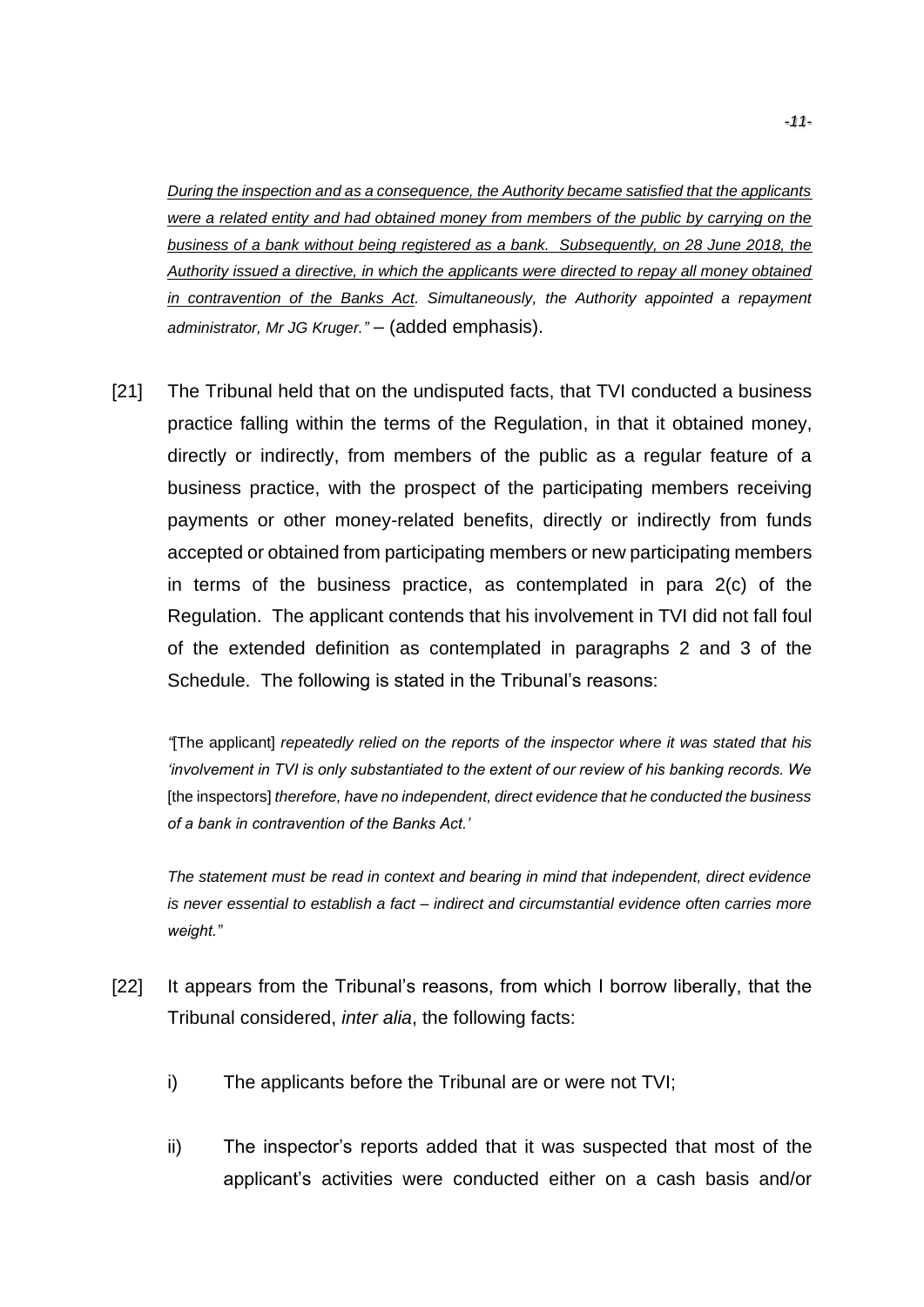*<u>During the inspection and as a consequence, the Authority became satisfied that the applicants were a related entity and had obtained money from members of the public by carrying on the business of a bank without being registered as a bank. Subsequently, on 28 June 2018, the Authority issued a directive, in which the applicants were directed to repay all money obtained in contravention of the Banks Act</u>. Simultaneously, the Authority appointed a repayment administrator, Mr JG Kruger."* – (added emphasis).

[21] The Tribunal held that on the undisputed facts, that TVI conducted a business practice falling within the terms of the Regulation, in that it obtained money, directly or indirectly, from members of the public as a regular feature of a business practice, with the prospect of the participating members receiving payments or other money-related benefits, directly or indirectly from funds accepted or obtained from participating members or new participating members in terms of the business practice, as contemplated in para 2(c) of the Regulation. The applicant contends that his involvement in TVI did not fall foul of the extended definition as contemplated in paragraphs 2 and 3 of the Schedule. The following is stated in the Tribunal's reasons:

> *"*[The applicant] *repeatedly relied on the reports of the inspector where it was stated that his 'involvement in TVI is only substantiated to the extent of our review of his banking records. We* [the inspectors] *therefore, have no independent, direct evidence that he conducted the business of a bank in contravention of the Banks Act.'*
>
> *The statement must be read in context and bearing in mind that independent, direct evidence is never essential to establish a fact – indirect and circumstantial evidence often carries more weight."*

[22] It appears from the Tribunal's reasons, from which I borrow liberally, that the Tribunal considered, *inter alia*, the following facts:

i) The applicants before the Tribunal are or were not TVI;

ii) The inspector's reports added that it was suspected that most of the applicant's activities were conducted either on a cash basis and/or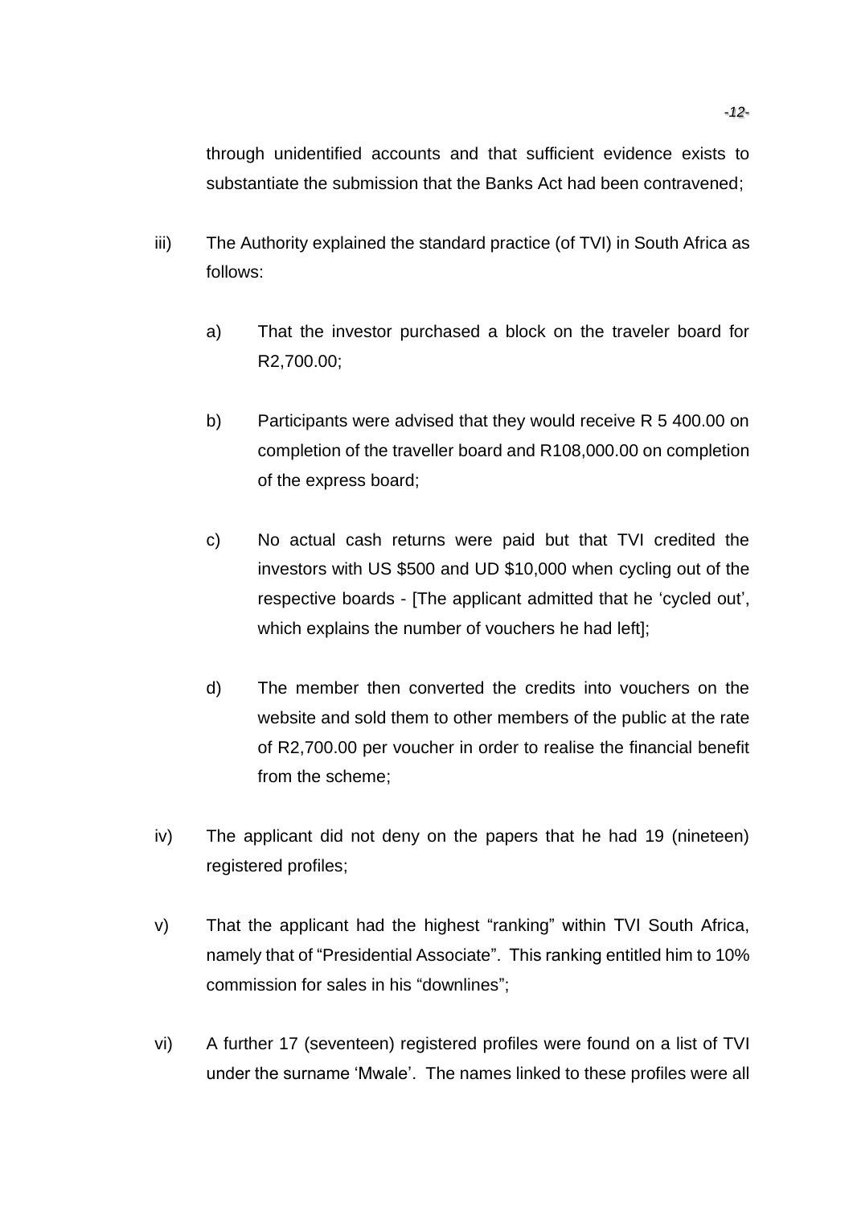through unidentified accounts and that sufficient evidence exists to substantiate the submission that the Banks Act had been contravened;

iii) The Authority explained the standard practice (of TVI) in South Africa as follows:

   a) That the investor purchased a block on the traveler board for R2,700.00;

   b) Participants were advised that they would receive R 5 400.00 on completion of the traveller board and R108,000.00 on completion of the express board;

   c) No actual cash returns were paid but that TVI credited the investors with US $500 and UD $10,000 when cycling out of the respective boards - [The applicant admitted that he 'cycled out', which explains the number of vouchers he had left];

   d) The member then converted the credits into vouchers on the website and sold them to other members of the public at the rate of R2,700.00 per voucher in order to realise the financial benefit from the scheme;

iv) The applicant did not deny on the papers that he had 19 (nineteen) registered profiles;

v) That the applicant had the highest "ranking" within TVI South Africa, namely that of "Presidential Associate". This ranking entitled him to 10% commission for sales in his "downlines";

vi) A further 17 (seventeen) registered profiles were found on a list of TVI under the surname 'Mwale'. The names linked to these profiles were all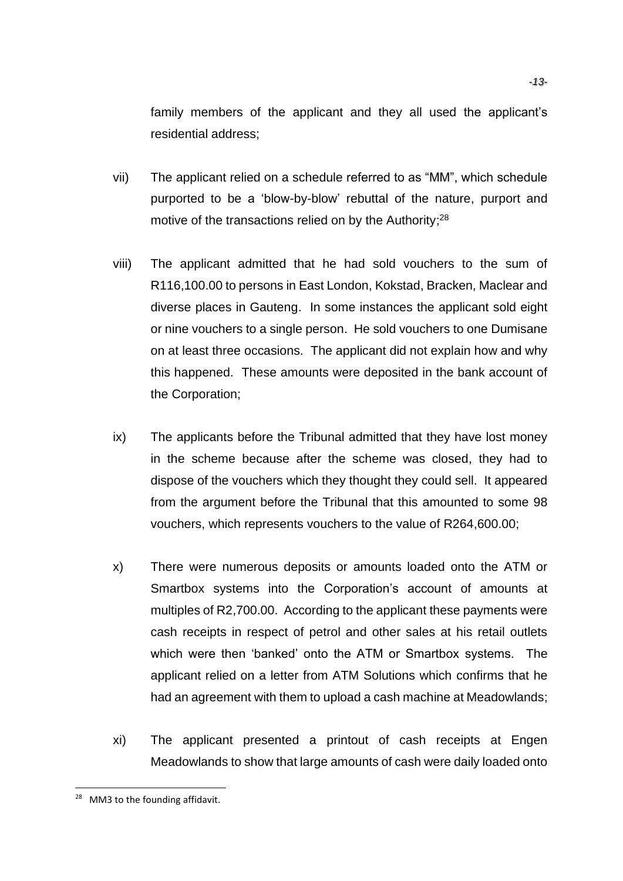family members of the applicant and they all used the applicant's residential address;

vii) The applicant relied on a schedule referred to as "MM", which schedule purported to be a 'blow-by-blow' rebuttal of the nature, purport and motive of the transactions relied on by the Authority;[28]

viii) The applicant admitted that he had sold vouchers to the sum of R116,100.00 to persons in East London, Kokstad, Bracken, Maclear and diverse places in Gauteng. In some instances the applicant sold eight or nine vouchers to a single person. He sold vouchers to one Dumisane on at least three occasions. The applicant did not explain how and why this happened. These amounts were deposited in the bank account of the Corporation;

ix) The applicants before the Tribunal admitted that they have lost money in the scheme because after the scheme was closed, they had to dispose of the vouchers which they thought they could sell. It appeared from the argument before the Tribunal that this amounted to some 98 vouchers, which represents vouchers to the value of R264,600.00;

x) There were numerous deposits or amounts loaded onto the ATM or Smartbox systems into the Corporation's account of amounts at multiples of R2,700.00. According to the applicant these payments were cash receipts in respect of petrol and other sales at his retail outlets which were then 'banked' onto the ATM or Smartbox systems. The applicant relied on a letter from ATM Solutions which confirms that he had an agreement with them to upload a cash machine at Meadowlands;

xi) The applicant presented a printout of cash receipts at Engen Meadowlands to show that large amounts of cash were daily loaded onto

[28] MM3 to the founding affidavit.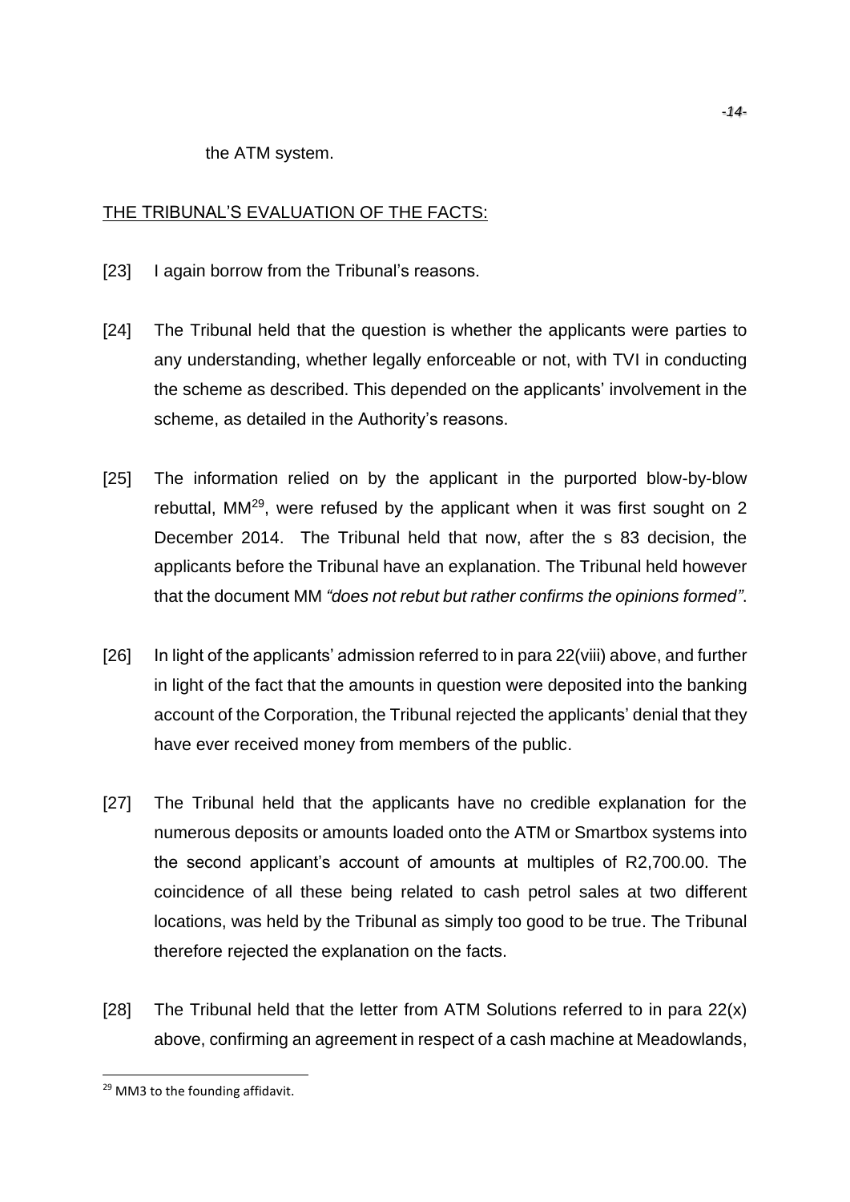the ATM system.

THE TRIBUNAL'S EVALUATION OF THE FACTS:

[23] I again borrow from the Tribunal's reasons.

[24] The Tribunal held that the question is whether the applicants were parties to any understanding, whether legally enforceable or not, with TVI in conducting the scheme as described. This depended on the applicants' involvement in the scheme, as detailed in the Authority's reasons.

[25] The information relied on by the applicant in the purported blow-by-blow rebuttal, MM[29], were refused by the applicant when it was first sought on 2 December 2014. The Tribunal held that now, after the s 83 decision, the applicants before the Tribunal have an explanation. The Tribunal held however that the document MM *"does not rebut but rather confirms the opinions formed"*.

[26] In light of the applicants' admission referred to in para 22(viii) above, and further in light of the fact that the amounts in question were deposited into the banking account of the Corporation, the Tribunal rejected the applicants' denial that they have ever received money from members of the public.

[27] The Tribunal held that the applicants have no credible explanation for the numerous deposits or amounts loaded onto the ATM or Smartbox systems into the second applicant's account of amounts at multiples of R2,700.00. The coincidence of all these being related to cash petrol sales at two different locations, was held by the Tribunal as simply too good to be true. The Tribunal therefore rejected the explanation on the facts.

[28] The Tribunal held that the letter from ATM Solutions referred to in para 22(x) above, confirming an agreement in respect of a cash machine at Meadowlands,

[29] MM3 to the founding affidavit.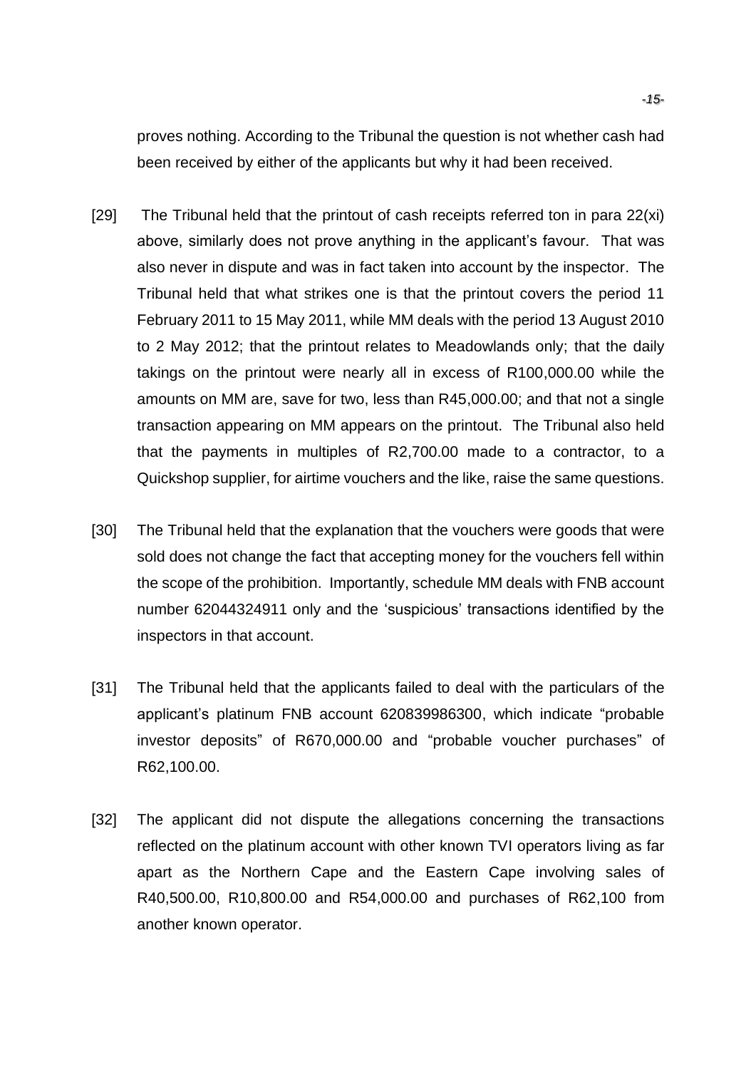proves nothing. According to the Tribunal the question is not whether cash had been received by either of the applicants but why it had been received.

[29] The Tribunal held that the printout of cash receipts referred ton in para 22(xi) above, similarly does not prove anything in the applicant's favour. That was also never in dispute and was in fact taken into account by the inspector. The Tribunal held that what strikes one is that the printout covers the period 11 February 2011 to 15 May 2011, while MM deals with the period 13 August 2010 to 2 May 2012; that the printout relates to Meadowlands only; that the daily takings on the printout were nearly all in excess of R100,000.00 while the amounts on MM are, save for two, less than R45,000.00; and that not a single transaction appearing on MM appears on the printout. The Tribunal also held that the payments in multiples of R2,700.00 made to a contractor, to a Quickshop supplier, for airtime vouchers and the like, raise the same questions.

[30] The Tribunal held that the explanation that the vouchers were goods that were sold does not change the fact that accepting money for the vouchers fell within the scope of the prohibition. Importantly, schedule MM deals with FNB account number 62044324911 only and the 'suspicious' transactions identified by the inspectors in that account.

[31] The Tribunal held that the applicants failed to deal with the particulars of the applicant's platinum FNB account 620839986300, which indicate "probable investor deposits" of R670,000.00 and "probable voucher purchases" of R62,100.00.

[32] The applicant did not dispute the allegations concerning the transactions reflected on the platinum account with other known TVI operators living as far apart as the Northern Cape and the Eastern Cape involving sales of R40,500.00, R10,800.00 and R54,000.00 and purchases of R62,100 from another known operator.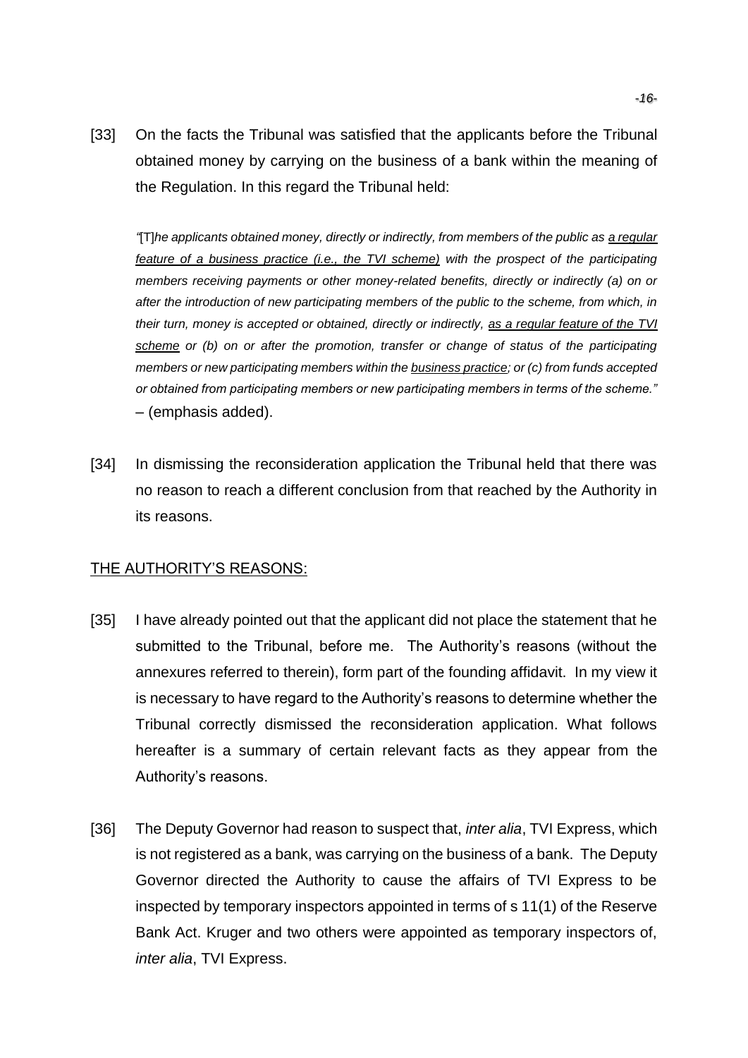[33] On the facts the Tribunal was satisfied that the applicants before the Tribunal obtained money by carrying on the business of a bank within the meaning of the Regulation. In this regard the Tribunal held:

> *"*[T]*he applicants obtained money, directly or indirectly, from members of the public as* ***a regular feature of a business practice (i.e., the TVI scheme)*** *with the prospect of the participating members receiving payments or other money-related benefits, directly or indirectly (a) on or after the introduction of new participating members of the public to the scheme, from which, in their turn, money is accepted or obtained, directly or indirectly,* ***as a regular feature of the TVI scheme*** *or (b) on or after the promotion, transfer or change of status of the participating members or new participating members within the* ***business practice****; or (c) from funds accepted or obtained from participating members or new participating members in terms of the scheme."* – (emphasis added).

[34] In dismissing the reconsideration application the Tribunal held that there was no reason to reach a different conclusion from that reached by the Authority in its reasons.

## THE AUTHORITY'S REASONS:

[35] I have already pointed out that the applicant did not place the statement that he submitted to the Tribunal, before me. The Authority's reasons (without the annexures referred to therein), form part of the founding affidavit. In my view it is necessary to have regard to the Authority's reasons to determine whether the Tribunal correctly dismissed the reconsideration application. What follows hereafter is a summary of certain relevant facts as they appear from the Authority's reasons.

[36] The Deputy Governor had reason to suspect that, *inter alia*, TVI Express, which is not registered as a bank, was carrying on the business of a bank. The Deputy Governor directed the Authority to cause the affairs of TVI Express to be inspected by temporary inspectors appointed in terms of s 11(1) of the Reserve Bank Act. Kruger and two others were appointed as temporary inspectors of, *inter alia*, TVI Express.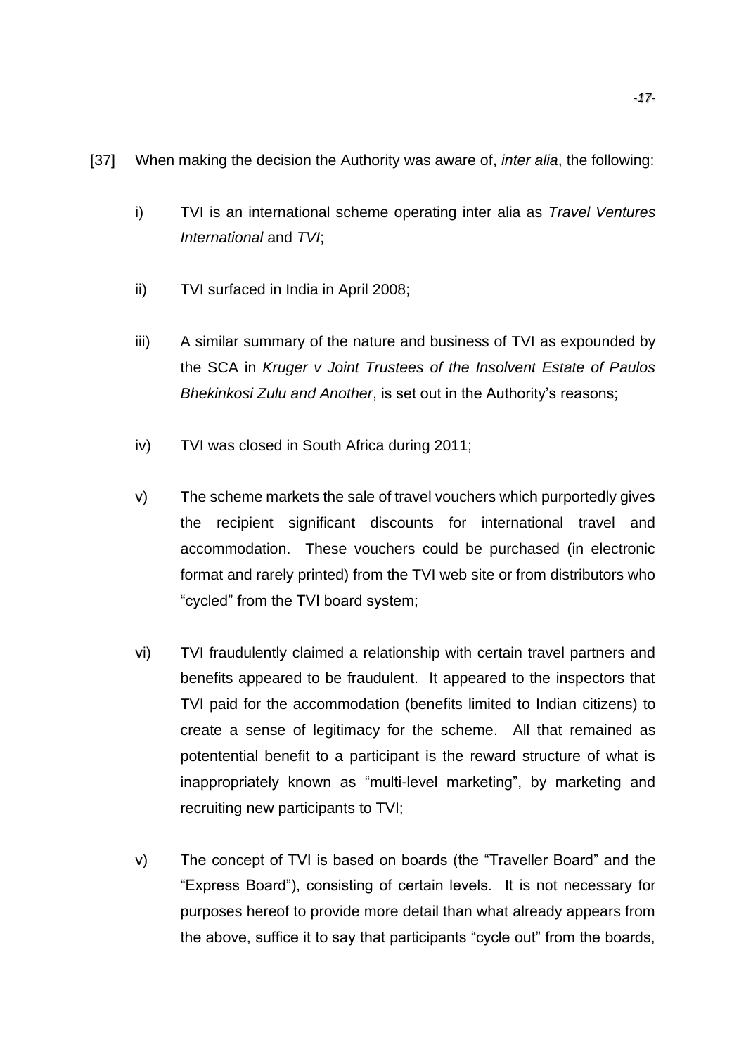[37] When making the decision the Authority was aware of, *inter alia*, the following:

i) TVI is an international scheme operating inter alia as *Travel Ventures International* and *TVI*;

ii) TVI surfaced in India in April 2008;

iii) A similar summary of the nature and business of TVI as expounded by the SCA in *Kruger v Joint Trustees of the Insolvent Estate of Paulos Bhekinkosi Zulu and Another*, is set out in the Authority's reasons;

iv) TVI was closed in South Africa during 2011;

v) The scheme markets the sale of travel vouchers which purportedly gives the recipient significant discounts for international travel and accommodation. These vouchers could be purchased (in electronic format and rarely printed) from the TVI web site or from distributors who "cycled" from the TVI board system;

vi) TVI fraudulently claimed a relationship with certain travel partners and benefits appeared to be fraudulent. It appeared to the inspectors that TVI paid for the accommodation (benefits limited to Indian citizens) to create a sense of legitimacy for the scheme. All that remained as potentential benefit to a participant is the reward structure of what is inappropriately known as "multi-level marketing", by marketing and recruiting new participants to TVI;

v) The concept of TVI is based on boards (the "Traveller Board" and the "Express Board"), consisting of certain levels. It is not necessary for purposes hereof to provide more detail than what already appears from the above, suffice it to say that participants "cycle out" from the boards,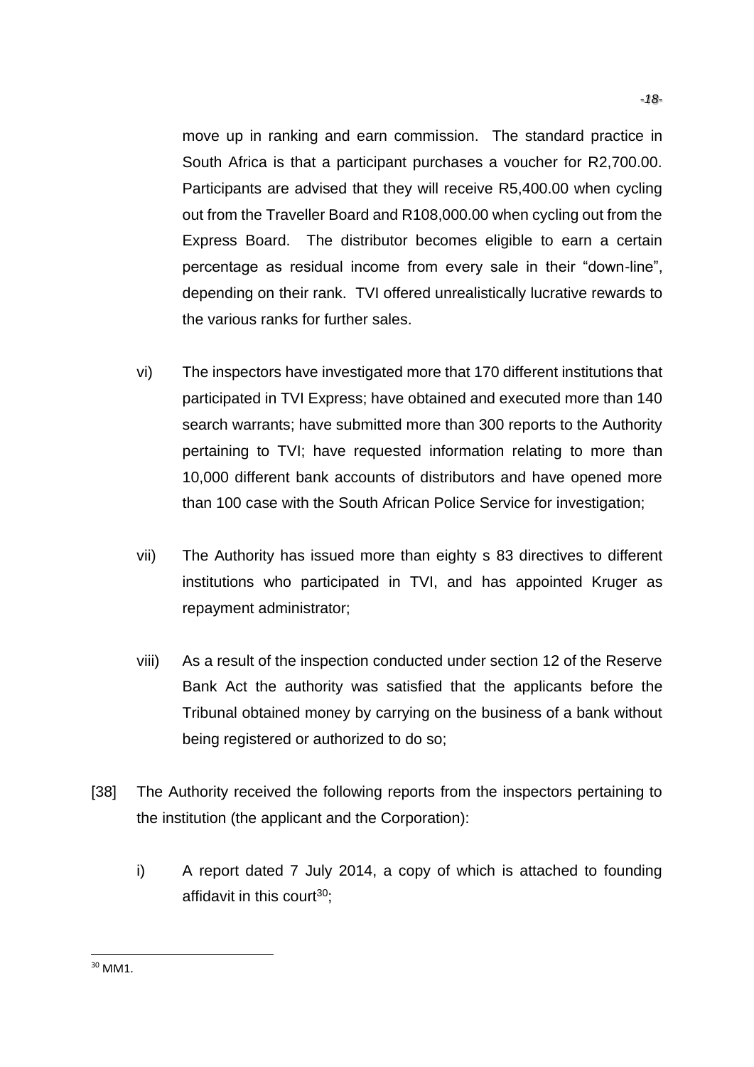move up in ranking and earn commission. The standard practice in South Africa is that a participant purchases a voucher for R2,700.00. Participants are advised that they will receive R5,400.00 when cycling out from the Traveller Board and R108,000.00 when cycling out from the Express Board. The distributor becomes eligible to earn a certain percentage as residual income from every sale in their "down-line", depending on their rank. TVI offered unrealistically lucrative rewards to the various ranks for further sales.

vi) The inspectors have investigated more that 170 different institutions that participated in TVI Express; have obtained and executed more than 140 search warrants; have submitted more than 300 reports to the Authority pertaining to TVI; have requested information relating to more than 10,000 different bank accounts of distributors and have opened more than 100 case with the South African Police Service for investigation;

vii) The Authority has issued more than eighty s 83 directives to different institutions who participated in TVI, and has appointed Kruger as repayment administrator;

viii) As a result of the inspection conducted under section 12 of the Reserve Bank Act the authority was satisfied that the applicants before the Tribunal obtained money by carrying on the business of a bank without being registered or authorized to do so;

[38] The Authority received the following reports from the inspectors pertaining to the institution (the applicant and the Corporation):

i) A report dated 7 July 2014, a copy of which is attached to founding affidavit in this court[30];

[30] MM1.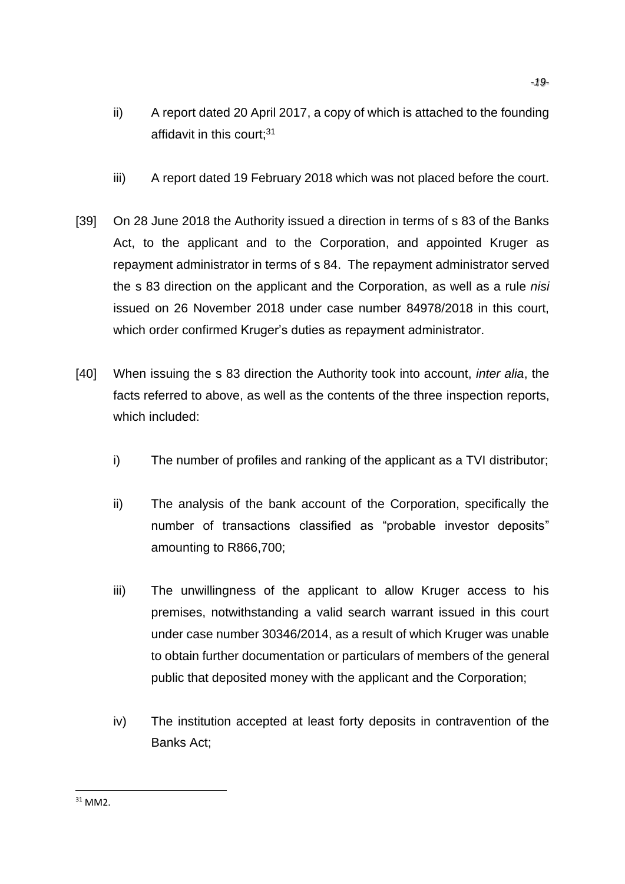ii) A report dated 20 April 2017, a copy of which is attached to the founding affidavit in this court;[31]

iii) A report dated 19 February 2018 which was not placed before the court.

[39] On 28 June 2018 the Authority issued a direction in terms of s 83 of the Banks Act, to the applicant and to the Corporation, and appointed Kruger as repayment administrator in terms of s 84. The repayment administrator served the s 83 direction on the applicant and the Corporation, as well as a rule *nisi* issued on 26 November 2018 under case number 84978/2018 in this court, which order confirmed Kruger's duties as repayment administrator.

[40] When issuing the s 83 direction the Authority took into account, *inter alia*, the facts referred to above, as well as the contents of the three inspection reports, which included:

i) The number of profiles and ranking of the applicant as a TVI distributor;

ii) The analysis of the bank account of the Corporation, specifically the number of transactions classified as "probable investor deposits" amounting to R866,700;

iii) The unwillingness of the applicant to allow Kruger access to his premises, notwithstanding a valid search warrant issued in this court under case number 30346/2014, as a result of which Kruger was unable to obtain further documentation or particulars of members of the general public that deposited money with the applicant and the Corporation;

iv) The institution accepted at least forty deposits in contravention of the Banks Act;

---

[31] MM2.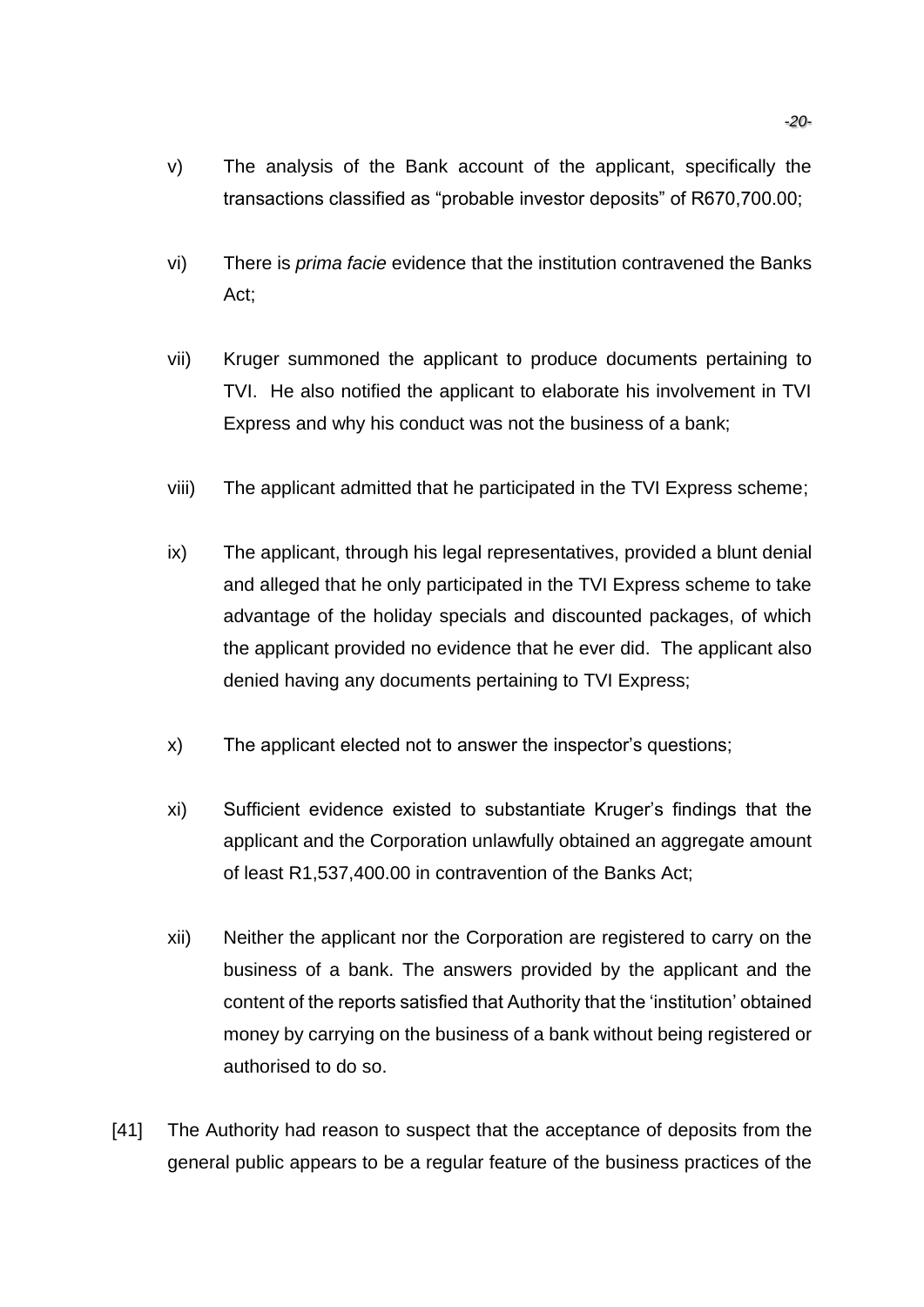v) The analysis of the Bank account of the applicant, specifically the transactions classified as "probable investor deposits" of R670,700.00;

vi) There is *prima facie* evidence that the institution contravened the Banks Act;

vii) Kruger summoned the applicant to produce documents pertaining to TVI. He also notified the applicant to elaborate his involvement in TVI Express and why his conduct was not the business of a bank;

viii) The applicant admitted that he participated in the TVI Express scheme;

ix) The applicant, through his legal representatives, provided a blunt denial and alleged that he only participated in the TVI Express scheme to take advantage of the holiday specials and discounted packages, of which the applicant provided no evidence that he ever did. The applicant also denied having any documents pertaining to TVI Express;

x) The applicant elected not to answer the inspector's questions;

xi) Sufficient evidence existed to substantiate Kruger's findings that the applicant and the Corporation unlawfully obtained an aggregate amount of least R1,537,400.00 in contravention of the Banks Act;

xii) Neither the applicant nor the Corporation are registered to carry on the business of a bank. The answers provided by the applicant and the content of the reports satisfied that Authority that the 'institution' obtained money by carrying on the business of a bank without being registered or authorised to do so.

[41] The Authority had reason to suspect that the acceptance of deposits from the general public appears to be a regular feature of the business practices of the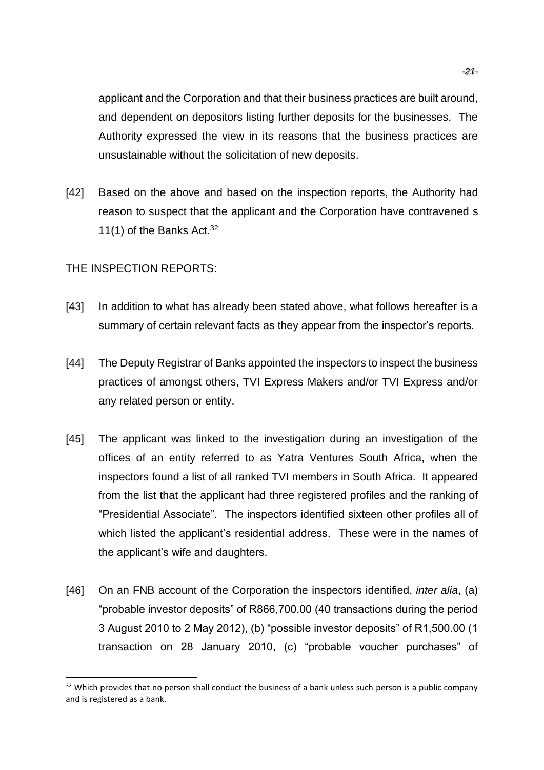applicant and the Corporation and that their business practices are built around, and dependent on depositors listing further deposits for the businesses. The Authority expressed the view in its reasons that the business practices are unsustainable without the solicitation of new deposits.

[42] Based on the above and based on the inspection reports, the Authority had reason to suspect that the applicant and the Corporation have contravened s 11(1) of the Banks Act.[32]

<u>THE INSPECTION REPORTS:</u>

[43] In addition to what has already been stated above, what follows hereafter is a summary of certain relevant facts as they appear from the inspector's reports.

[44] The Deputy Registrar of Banks appointed the inspectors to inspect the business practices of amongst others, TVI Express Makers and/or TVI Express and/or any related person or entity.

[45] The applicant was linked to the investigation during an investigation of the offices of an entity referred to as Yatra Ventures South Africa, when the inspectors found a list of all ranked TVI members in South Africa. It appeared from the list that the applicant had three registered profiles and the ranking of "Presidential Associate". The inspectors identified sixteen other profiles all of which listed the applicant's residential address. These were in the names of the applicant's wife and daughters.

[46] On an FNB account of the Corporation the inspectors identified, *inter alia*, (a) "probable investor deposits" of R866,700.00 (40 transactions during the period 3 August 2010 to 2 May 2012), (b) "possible investor deposits" of R1,500.00 (1 transaction on 28 January 2010, (c) "probable voucher purchases" of

---

[32] Which provides that no person shall conduct the business of a bank unless such person is a public company and is registered as a bank.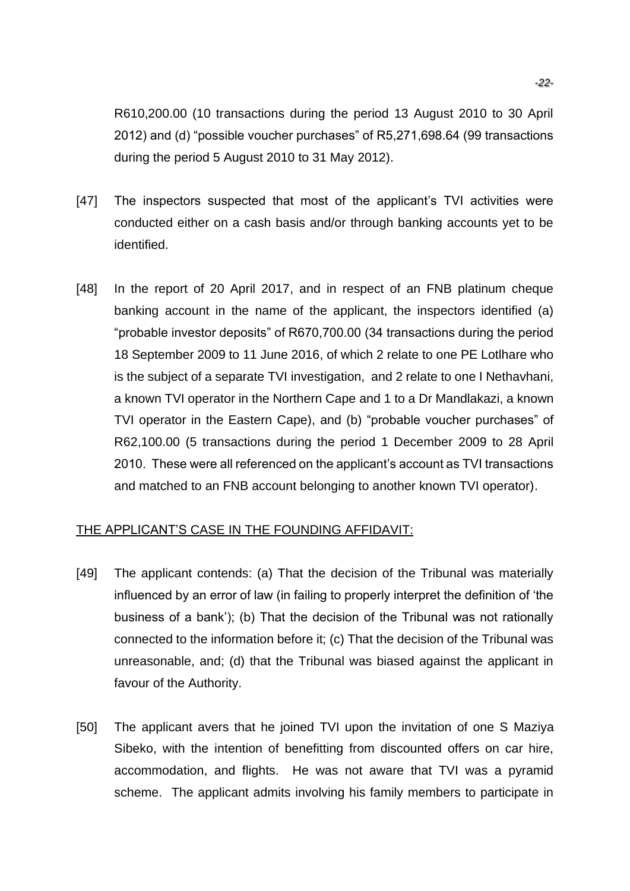R610,200.00 (10 transactions during the period 13 August 2010 to 30 April 2012) and (d) "possible voucher purchases" of R5,271,698.64 (99 transactions during the period 5 August 2010 to 31 May 2012).

[47] The inspectors suspected that most of the applicant's TVI activities were conducted either on a cash basis and/or through banking accounts yet to be identified.

[48] In the report of 20 April 2017, and in respect of an FNB platinum cheque banking account in the name of the applicant, the inspectors identified (a) "probable investor deposits" of R670,700.00 (34 transactions during the period 18 September 2009 to 11 June 2016, of which 2 relate to one PE Lotlhare who is the subject of a separate TVI investigation, and 2 relate to one I Nethavhani, a known TVI operator in the Northern Cape and 1 to a Dr Mandlakazi, a known TVI operator in the Eastern Cape), and (b) "probable voucher purchases" of R62,100.00 (5 transactions during the period 1 December 2009 to 28 April 2010. These were all referenced on the applicant's account as TVI transactions and matched to an FNB account belonging to another known TVI operator).

## THE APPLICANT'S CASE IN THE FOUNDING AFFIDAVIT:

[49] The applicant contends: (a) That the decision of the Tribunal was materially influenced by an error of law (in failing to properly interpret the definition of 'the business of a bank'); (b) That the decision of the Tribunal was not rationally connected to the information before it; (c) That the decision of the Tribunal was unreasonable, and; (d) that the Tribunal was biased against the applicant in favour of the Authority.

[50] The applicant avers that he joined TVI upon the invitation of one S Maziya Sibeko, with the intention of benefitting from discounted offers on car hire, accommodation, and flights. He was not aware that TVI was a pyramid scheme. The applicant admits involving his family members to participate in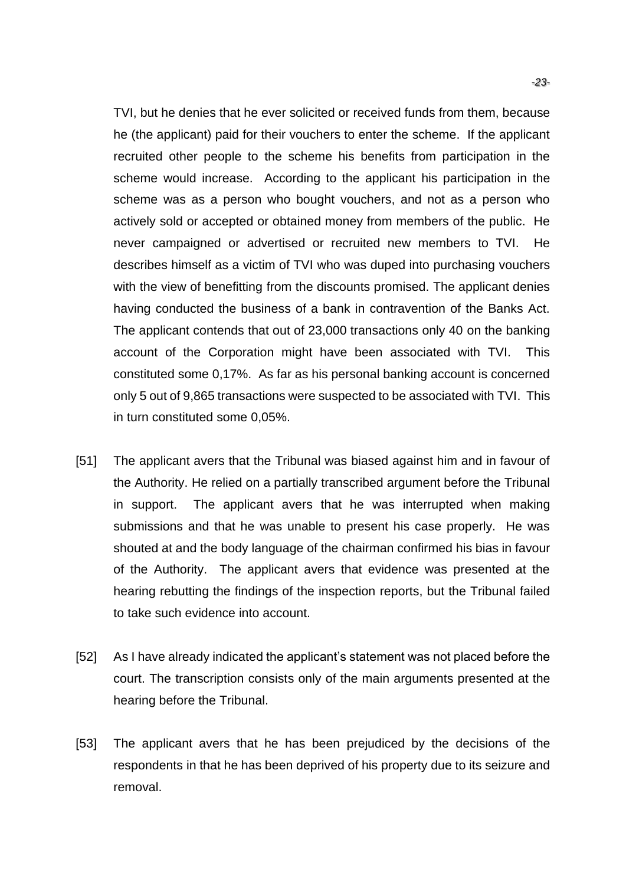TVI, but he denies that he ever solicited or received funds from them, because he (the applicant) paid for their vouchers to enter the scheme. If the applicant recruited other people to the scheme his benefits from participation in the scheme would increase. According to the applicant his participation in the scheme was as a person who bought vouchers, and not as a person who actively sold or accepted or obtained money from members of the public. He never campaigned or advertised or recruited new members to TVI. He describes himself as a victim of TVI who was duped into purchasing vouchers with the view of benefitting from the discounts promised. The applicant denies having conducted the business of a bank in contravention of the Banks Act. The applicant contends that out of 23,000 transactions only 40 on the banking account of the Corporation might have been associated with TVI. This constituted some 0,17%. As far as his personal banking account is concerned only 5 out of 9,865 transactions were suspected to be associated with TVI. This in turn constituted some 0,05%.

[51] The applicant avers that the Tribunal was biased against him and in favour of the Authority. He relied on a partially transcribed argument before the Tribunal in support. The applicant avers that he was interrupted when making submissions and that he was unable to present his case properly. He was shouted at and the body language of the chairman confirmed his bias in favour of the Authority. The applicant avers that evidence was presented at the hearing rebutting the findings of the inspection reports, but the Tribunal failed to take such evidence into account.

[52] As I have already indicated the applicant's statement was not placed before the court. The transcription consists only of the main arguments presented at the hearing before the Tribunal.

[53] The applicant avers that he has been prejudiced by the decisions of the respondents in that he has been deprived of his property due to its seizure and removal.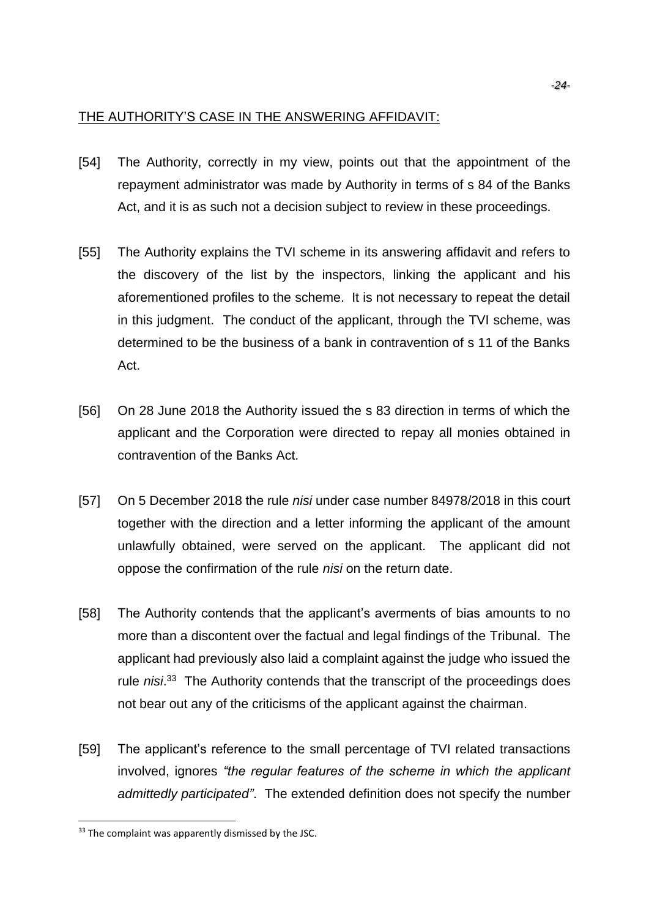THE AUTHORITY'S CASE IN THE ANSWERING AFFIDAVIT:

[54] The Authority, correctly in my view, points out that the appointment of the repayment administrator was made by Authority in terms of s 84 of the Banks Act, and it is as such not a decision subject to review in these proceedings.

[55] The Authority explains the TVI scheme in its answering affidavit and refers to the discovery of the list by the inspectors, linking the applicant and his aforementioned profiles to the scheme. It is not necessary to repeat the detail in this judgment. The conduct of the applicant, through the TVI scheme, was determined to be the business of a bank in contravention of s 11 of the Banks Act.

[56] On 28 June 2018 the Authority issued the s 83 direction in terms of which the applicant and the Corporation were directed to repay all monies obtained in contravention of the Banks Act.

[57] On 5 December 2018 the rule *nisi* under case number 84978/2018 in this court together with the direction and a letter informing the applicant of the amount unlawfully obtained, were served on the applicant. The applicant did not oppose the confirmation of the rule *nisi* on the return date.

[58] The Authority contends that the applicant's averments of bias amounts to no more than a discontent over the factual and legal findings of the Tribunal. The applicant had previously also laid a complaint against the judge who issued the rule *nisi*.[33] The Authority contends that the transcript of the proceedings does not bear out any of the criticisms of the applicant against the chairman.

[59] The applicant's reference to the small percentage of TVI related transactions involved, ignores *"the regular features of the scheme in which the applicant admittedly participated"*. The extended definition does not specify the number

[33] The complaint was apparently dismissed by the JSC.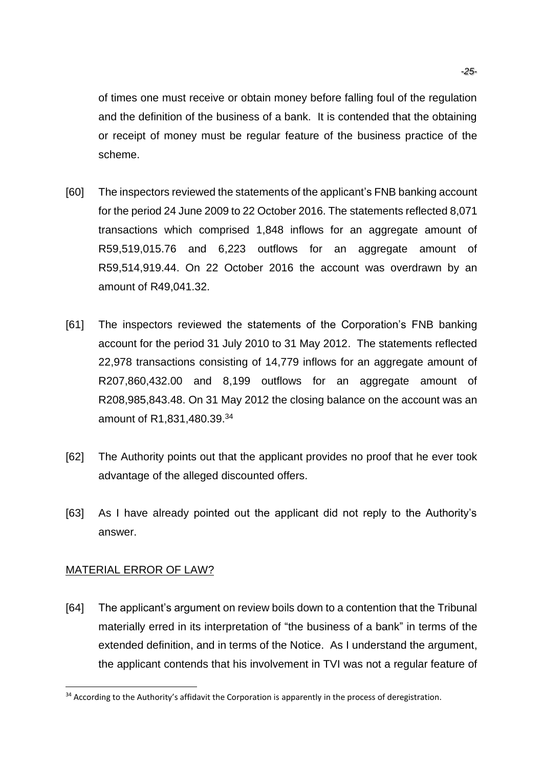of times one must receive or obtain money before falling foul of the regulation and the definition of the business of a bank. It is contended that the obtaining or receipt of money must be regular feature of the business practice of the scheme.

[60] The inspectors reviewed the statements of the applicant's FNB banking account for the period 24 June 2009 to 22 October 2016. The statements reflected 8,071 transactions which comprised 1,848 inflows for an aggregate amount of R59,519,015.76 and 6,223 outflows for an aggregate amount of R59,514,919.44. On 22 October 2016 the account was overdrawn by an amount of R49,041.32.

[61] The inspectors reviewed the statements of the Corporation's FNB banking account for the period 31 July 2010 to 31 May 2012. The statements reflected 22,978 transactions consisting of 14,779 inflows for an aggregate amount of R207,860,432.00 and 8,199 outflows for an aggregate amount of R208,985,843.48. On 31 May 2012 the closing balance on the account was an amount of R1,831,480.39.[34]

[62] The Authority points out that the applicant provides no proof that he ever took advantage of the alleged discounted offers.

[63] As I have already pointed out the applicant did not reply to the Authority's answer.

## MATERIAL ERROR OF LAW?

[64] The applicant's argument on review boils down to a contention that the Tribunal materially erred in its interpretation of "the business of a bank" in terms of the extended definition, and in terms of the Notice. As I understand the argument, the applicant contends that his involvement in TVI was not a regular feature of

---

[34] According to the Authority's affidavit the Corporation is apparently in the process of deregistration.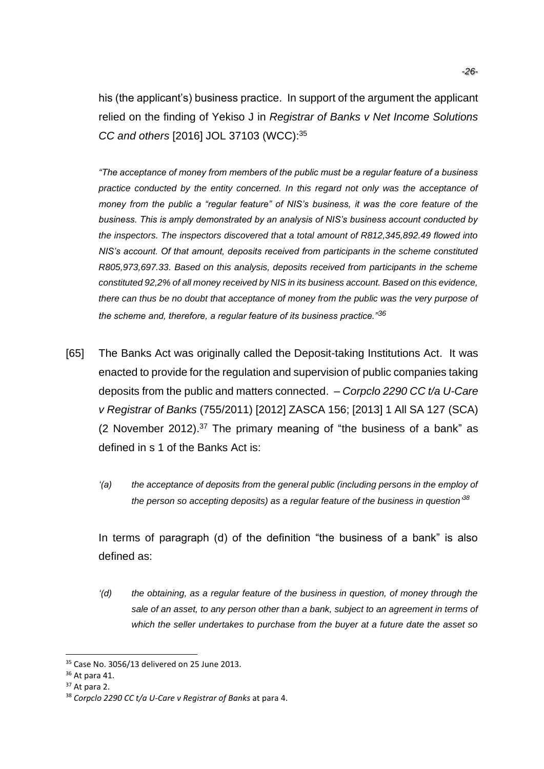his (the applicant's) business practice. In support of the argument the applicant relied on the finding of Yekiso J in *Registrar of Banks v Net Income Solutions CC and others* [2016] JOL 37103 (WCC):[35]

> *"The acceptance of money from members of the public must be a regular feature of a business practice conducted by the entity concerned. In this regard not only was the acceptance of money from the public a "regular feature" of NIS's business, it was the core feature of the business. This is amply demonstrated by an analysis of NIS's business account conducted by the inspectors. The inspectors discovered that a total amount of R812,345,892.49 flowed into NIS's account. Of that amount, deposits received from participants in the scheme constituted R805,973,697.33. Based on this analysis, deposits received from participants in the scheme constituted 92,2% of all money received by NIS in its business account. Based on this evidence, there can thus be no doubt that acceptance of money from the public was the very purpose of the scheme and, therefore, a regular feature of its business practice."*[36]

[65] The Banks Act was originally called the Deposit-taking Institutions Act. It was enacted to provide for the regulation and supervision of public companies taking deposits from the public and matters connected. – *Corpclo 2290 CC t/a U-Care v Registrar of Banks* (755/2011) [2012] ZASCA 156; [2013] 1 All SA 127 (SCA) (2 November 2012).[37] The primary meaning of "the business of a bank" as defined in s 1 of the Banks Act is:

> *'(a) the acceptance of deposits from the general public (including persons in the employ of the person so accepting deposits) as a regular feature of the business in question'*[38]

In terms of paragraph (d) of the definition "the business of a bank" is also defined as:

> *'(d) the obtaining, as a regular feature of the business in question, of money through the sale of an asset, to any person other than a bank, subject to an agreement in terms of which the seller undertakes to purchase from the buyer at a future date the asset so*

---

[35] Case No. 3056/13 delivered on 25 June 2013.

[36] At para 41.

[37] At para 2.

[38] *Corpclo 2290 CC t/a U-Care v Registrar of Banks* at para 4.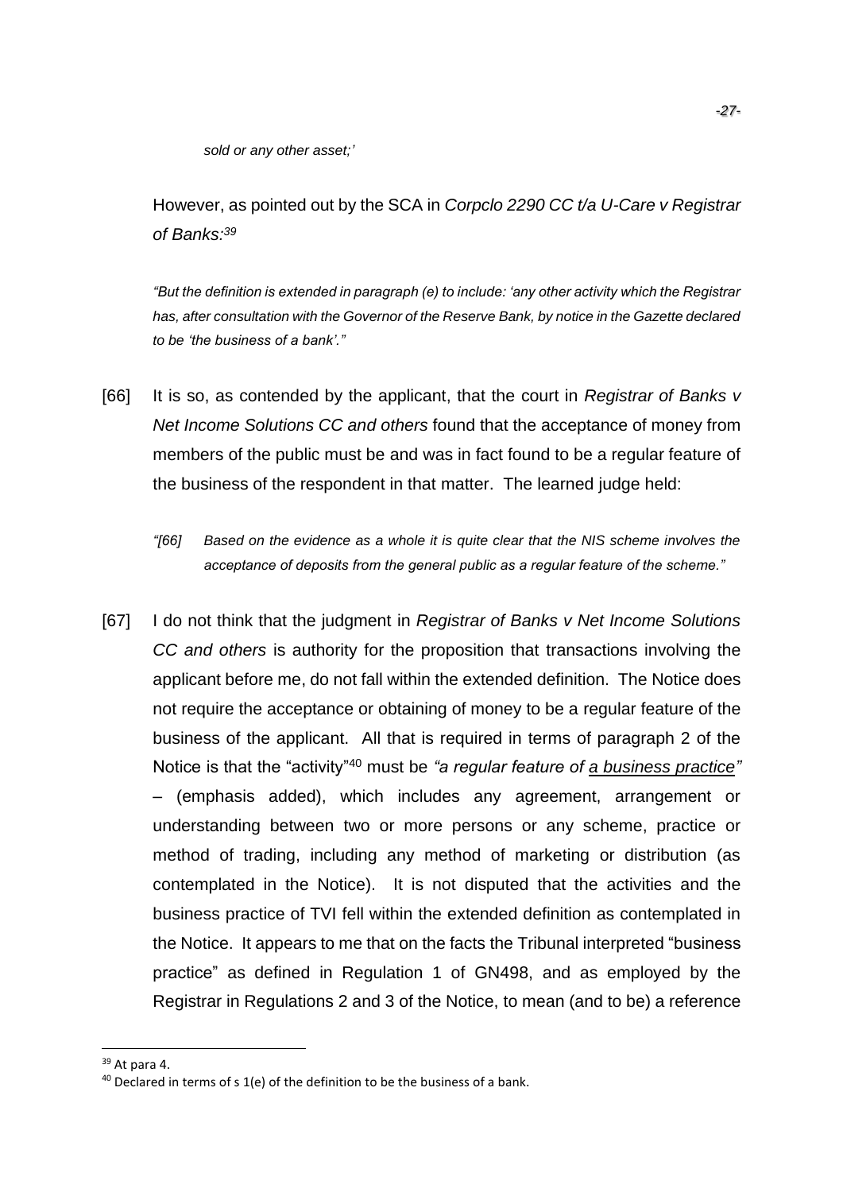*sold or any other asset;'*

However, as pointed out by the SCA in *Corpclo 2290 CC t/a U-Care v Registrar of Banks:*[39]

*"But the definition is extended in paragraph (e) to include: 'any other activity which the Registrar has, after consultation with the Governor of the Reserve Bank, by notice in the Gazette declared to be 'the business of a bank'."*

[66] It is so, as contended by the applicant, that the court in *Registrar of Banks v Net Income Solutions CC and others* found that the acceptance of money from members of the public must be and was in fact found to be a regular feature of the business of the respondent in that matter. The learned judge held:

> *"[66] Based on the evidence as a whole it is quite clear that the NIS scheme involves the acceptance of deposits from the general public as a regular feature of the scheme."*

[67] I do not think that the judgment in *Registrar of Banks v Net Income Solutions CC and others* is authority for the proposition that transactions involving the applicant before me, do not fall within the extended definition. The Notice does not require the acceptance or obtaining of money to be a regular feature of the business of the applicant. All that is required in terms of paragraph 2 of the Notice is that the "activity"[40] must be *"a regular feature of <u>a business practice</u>"* – (emphasis added), which includes any agreement, arrangement or understanding between two or more persons or any scheme, practice or method of trading, including any method of marketing or distribution (as contemplated in the Notice). It is not disputed that the activities and the business practice of TVI fell within the extended definition as contemplated in the Notice. It appears to me that on the facts the Tribunal interpreted "business practice" as defined in Regulation 1 of GN498, and as employed by the Registrar in Regulations 2 and 3 of the Notice, to mean (and to be) a reference

---

[39] At para 4.

[40] Declared in terms of s 1(e) of the definition to be the business of a bank.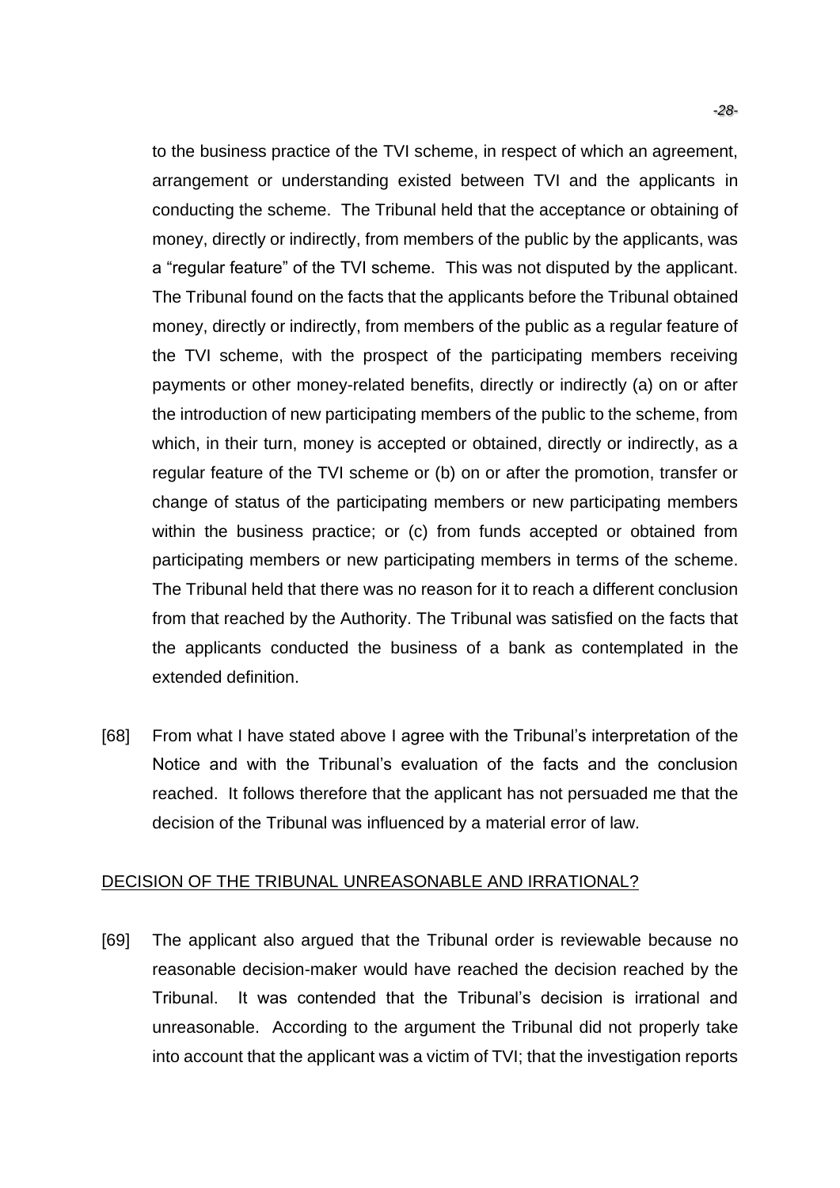to the business practice of the TVI scheme, in respect of which an agreement, arrangement or understanding existed between TVI and the applicants in conducting the scheme. The Tribunal held that the acceptance or obtaining of money, directly or indirectly, from members of the public by the applicants, was a "regular feature" of the TVI scheme. This was not disputed by the applicant. The Tribunal found on the facts that the applicants before the Tribunal obtained money, directly or indirectly, from members of the public as a regular feature of the TVI scheme, with the prospect of the participating members receiving payments or other money-related benefits, directly or indirectly (a) on or after the introduction of new participating members of the public to the scheme, from which, in their turn, money is accepted or obtained, directly or indirectly, as a regular feature of the TVI scheme or (b) on or after the promotion, transfer or change of status of the participating members or new participating members within the business practice; or (c) from funds accepted or obtained from participating members or new participating members in terms of the scheme. The Tribunal held that there was no reason for it to reach a different conclusion from that reached by the Authority. The Tribunal was satisfied on the facts that the applicants conducted the business of a bank as contemplated in the extended definition.

[68] From what I have stated above I agree with the Tribunal's interpretation of the Notice and with the Tribunal's evaluation of the facts and the conclusion reached. It follows therefore that the applicant has not persuaded me that the decision of the Tribunal was influenced by a material error of law.

DECISION OF THE TRIBUNAL UNREASONABLE AND IRRATIONAL?

[69] The applicant also argued that the Tribunal order is reviewable because no reasonable decision-maker would have reached the decision reached by the Tribunal. It was contended that the Tribunal's decision is irrational and unreasonable. According to the argument the Tribunal did not properly take into account that the applicant was a victim of TVI; that the investigation reports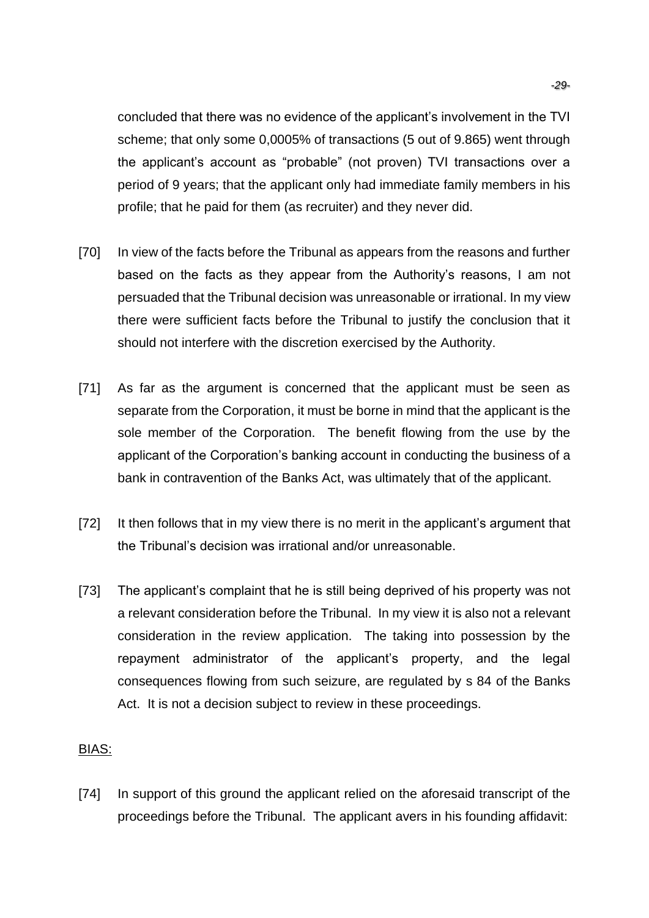concluded that there was no evidence of the applicant's involvement in the TVI scheme; that only some 0,0005% of transactions (5 out of 9.865) went through the applicant's account as "probable" (not proven) TVI transactions over a period of 9 years; that the applicant only had immediate family members in his profile; that he paid for them (as recruiter) and they never did.

[70] In view of the facts before the Tribunal as appears from the reasons and further based on the facts as they appear from the Authority's reasons, I am not persuaded that the Tribunal decision was unreasonable or irrational. In my view there were sufficient facts before the Tribunal to justify the conclusion that it should not interfere with the discretion exercised by the Authority.

[71] As far as the argument is concerned that the applicant must be seen as separate from the Corporation, it must be borne in mind that the applicant is the sole member of the Corporation. The benefit flowing from the use by the applicant of the Corporation's banking account in conducting the business of a bank in contravention of the Banks Act, was ultimately that of the applicant.

[72] It then follows that in my view there is no merit in the applicant's argument that the Tribunal's decision was irrational and/or unreasonable.

[73] The applicant's complaint that he is still being deprived of his property was not a relevant consideration before the Tribunal. In my view it is also not a relevant consideration in the review application. The taking into possession by the repayment administrator of the applicant's property, and the legal consequences flowing from such seizure, are regulated by s 84 of the Banks Act. It is not a decision subject to review in these proceedings.

<u>BIAS:</u>

[74] In support of this ground the applicant relied on the aforesaid transcript of the proceedings before the Tribunal. The applicant avers in his founding affidavit: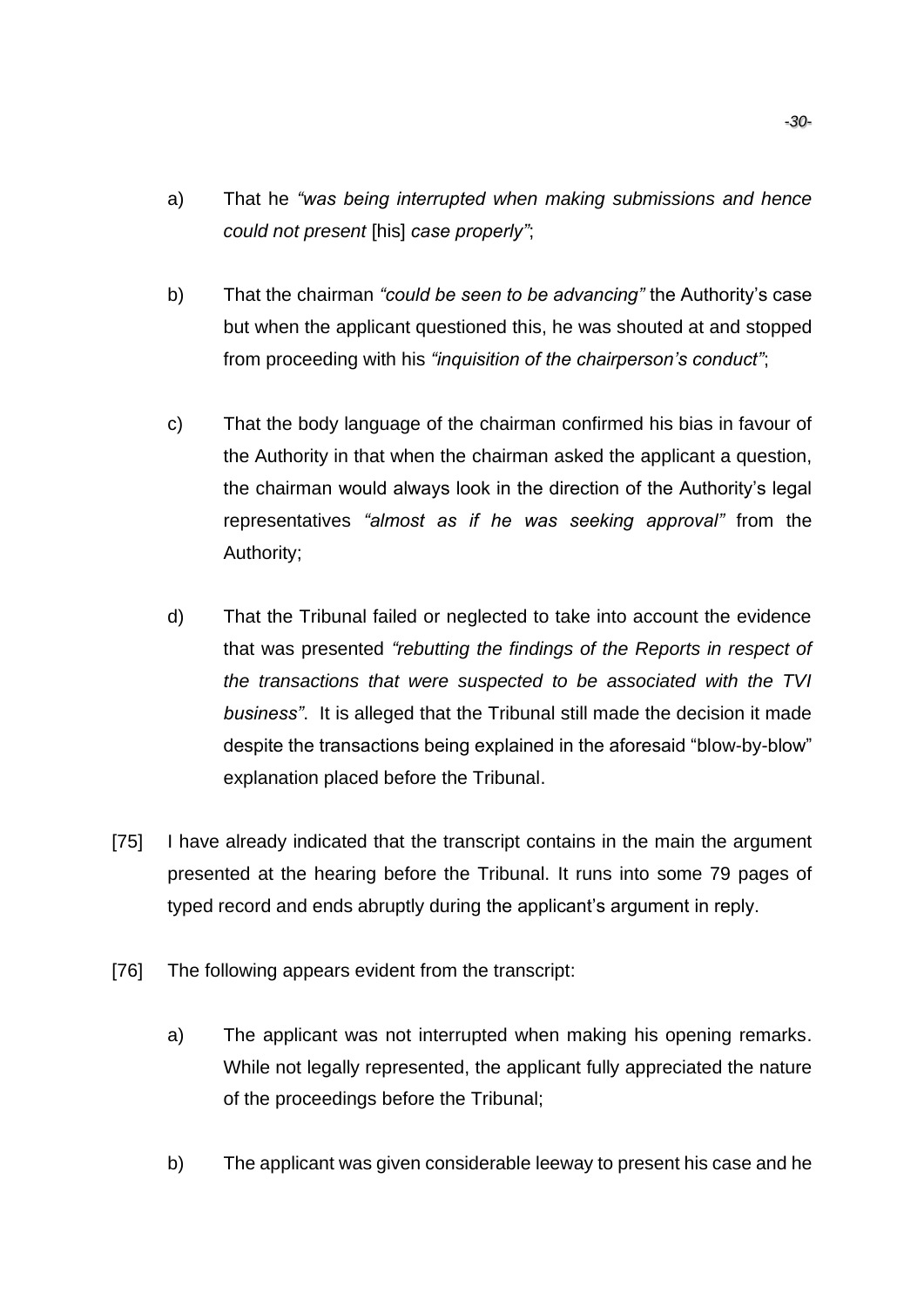a) That he *"was being interrupted when making submissions and hence could not present* [his] *case properly"*;

b) That the chairman *"could be seen to be advancing"* the Authority's case but when the applicant questioned this, he was shouted at and stopped from proceeding with his *"inquisition of the chairperson's conduct"*;

c) That the body language of the chairman confirmed his bias in favour of the Authority in that when the chairman asked the applicant a question, the chairman would always look in the direction of the Authority's legal representatives *"almost as if he was seeking approval"* from the Authority;

d) That the Tribunal failed or neglected to take into account the evidence that was presented *"rebutting the findings of the Reports in respect of the transactions that were suspected to be associated with the TVI business"*. It is alleged that the Tribunal still made the decision it made despite the transactions being explained in the aforesaid "blow-by-blow" explanation placed before the Tribunal.

[75] I have already indicated that the transcript contains in the main the argument presented at the hearing before the Tribunal. It runs into some 79 pages of typed record and ends abruptly during the applicant's argument in reply.

[76] The following appears evident from the transcript:

a) The applicant was not interrupted when making his opening remarks. While not legally represented, the applicant fully appreciated the nature of the proceedings before the Tribunal;

b) The applicant was given considerable leeway to present his case and he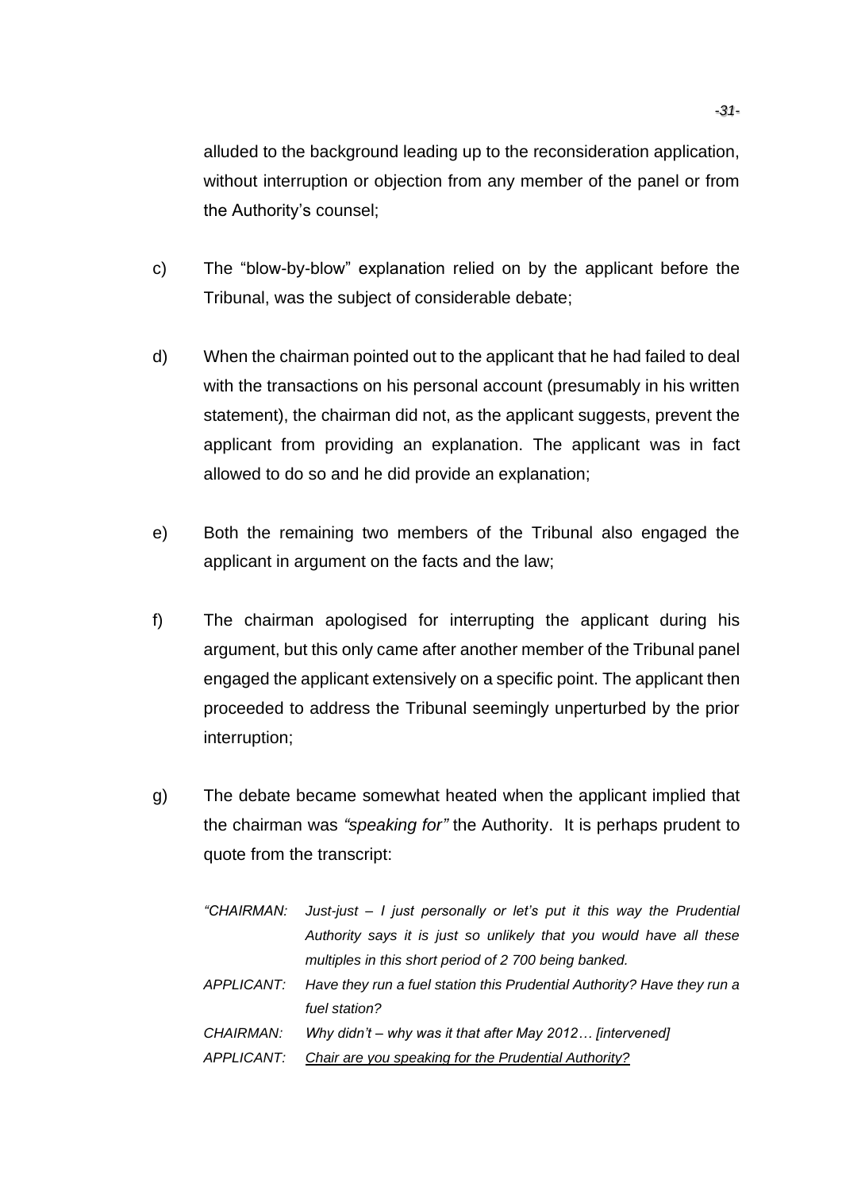alluded to the background leading up to the reconsideration application, without interruption or objection from any member of the panel or from the Authority's counsel;

c) The "blow-by-blow" explanation relied on by the applicant before the Tribunal, was the subject of considerable debate;

d) When the chairman pointed out to the applicant that he had failed to deal with the transactions on his personal account (presumably in his written statement), the chairman did not, as the applicant suggests, prevent the applicant from providing an explanation. The applicant was in fact allowed to do so and he did provide an explanation;

e) Both the remaining two members of the Tribunal also engaged the applicant in argument on the facts and the law;

f) The chairman apologised for interrupting the applicant during his argument, but this only came after another member of the Tribunal panel engaged the applicant extensively on a specific point. The applicant then proceeded to address the Tribunal seemingly unperturbed by the prior interruption;

g) The debate became somewhat heated when the applicant implied that the chairman was *"speaking for"* the Authority. It is perhaps prudent to quote from the transcript:

*"CHAIRMAN: Just-just – I just personally or let's put it this way the Prudential Authority says it is just so unlikely that you would have all these multiples in this short period of 2 700 being banked.*

*APPLICANT: Have they run a fuel station this Prudential Authority? Have they run a fuel station?*

*CHAIRMAN: Why didn't – why was it that after May 2012… [intervened]*

*APPLICANT: <u>Chair are you speaking for the Prudential Authority?</u>*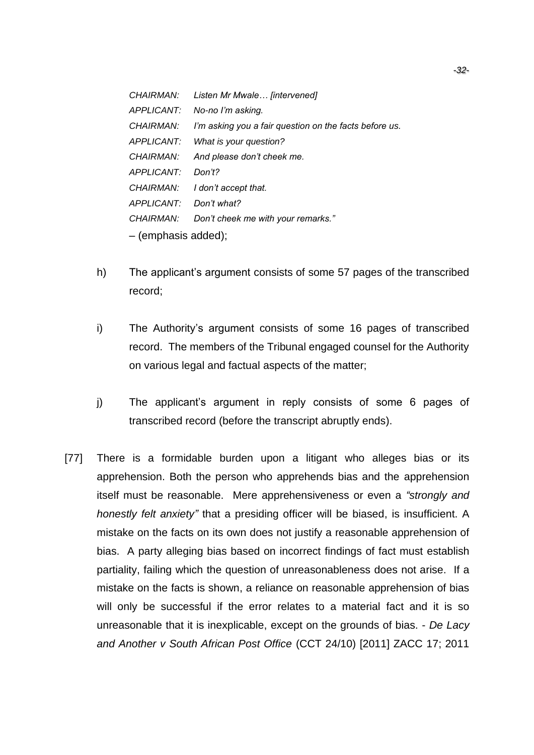*CHAIRMAN: Listen Mr Mwale… [intervened]*

*APPLICANT: No-no I'm asking.*

*CHAIRMAN: I'm asking you a fair question on the facts before us.*

*APPLICANT: What is your question?*

*CHAIRMAN: And please don't cheek me.*

*APPLICANT: Don't?*

*CHAIRMAN: I don't accept that.*

*APPLICANT: Don't what?*

*CHAIRMAN: Don't cheek me with your remarks."*

– (emphasis added);

h) The applicant's argument consists of some 57 pages of the transcribed record;

i) The Authority's argument consists of some 16 pages of transcribed record. The members of the Tribunal engaged counsel for the Authority on various legal and factual aspects of the matter;

j) The applicant's argument in reply consists of some 6 pages of transcribed record (before the transcript abruptly ends).

[77] There is a formidable burden upon a litigant who alleges bias or its apprehension. Both the person who apprehends bias and the apprehension itself must be reasonable. Mere apprehensiveness or even a *"strongly and honestly felt anxiety"* that a presiding officer will be biased, is insufficient. A mistake on the facts on its own does not justify a reasonable apprehension of bias. A party alleging bias based on incorrect findings of fact must establish partiality, failing which the question of unreasonableness does not arise. If a mistake on the facts is shown, a reliance on reasonable apprehension of bias will only be successful if the error relates to a material fact and it is so unreasonable that it is inexplicable, except on the grounds of bias. - *De Lacy and Another v South African Post Office* (CCT 24/10) [2011] ZACC 17; 2011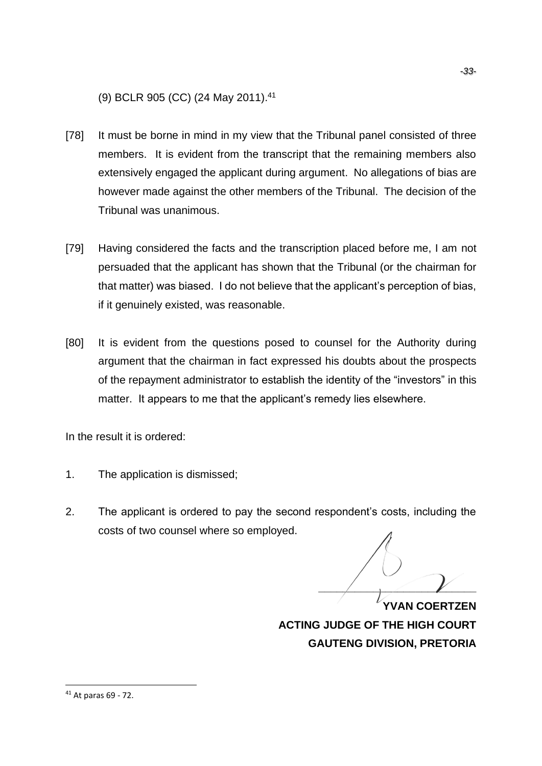(9) BCLR 905 (CC) (24 May 2011).[41]

[78] It must be borne in mind in my view that the Tribunal panel consisted of three members. It is evident from the transcript that the remaining members also extensively engaged the applicant during argument. No allegations of bias are however made against the other members of the Tribunal. The decision of the Tribunal was unanimous.

[79] Having considered the facts and the transcription placed before me, I am not persuaded that the applicant has shown that the Tribunal (or the chairman for that matter) was biased. I do not believe that the applicant's perception of bias, if it genuinely existed, was reasonable.

[80] It is evident from the questions posed to counsel for the Authority during argument that the chairman in fact expressed his doubts about the prospects of the repayment administrator to establish the identity of the "investors" in this matter. It appears to me that the applicant's remedy lies elsewhere.

In the result it is ordered:

1. The application is dismissed;

2. The applicant is ordered to pay the second respondent's costs, including the costs of two counsel where so employed.

**YVAN COERTZEN**
**ACTING JUDGE OF THE HIGH COURT**
**GAUTENG DIVISION, PRETORIA**

[41] At paras 69 - 72.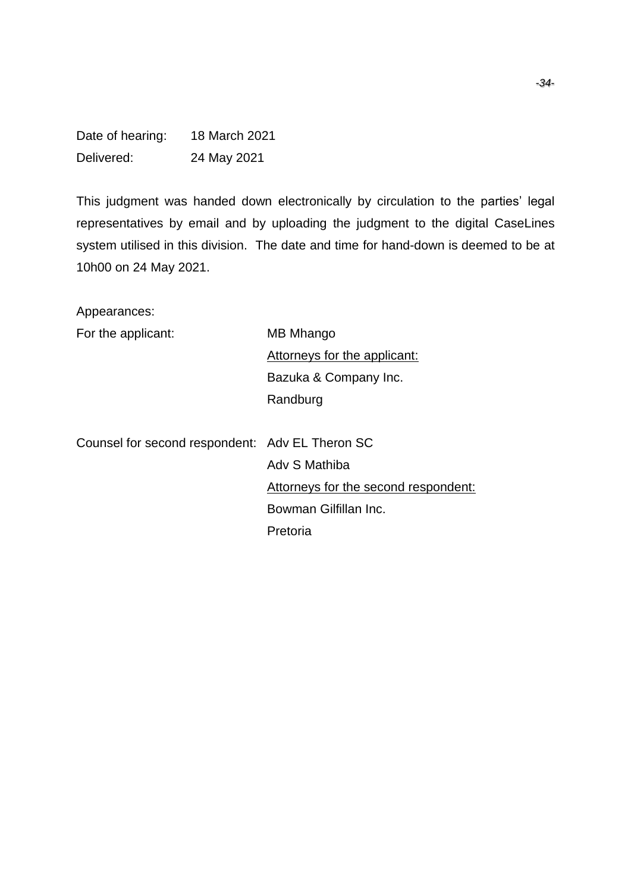Date of hearing: 18 March 2021

Delivered: 24 May 2021

This judgment was handed down electronically by circulation to the parties' legal representatives by email and by uploading the judgment to the digital CaseLines system utilised in this division. The date and time for hand-down is deemed to be at 10h00 on 24 May 2021.

Appearances:

| | |
|---|---|
| For the applicant: | MB Mhango |
| | Attorneys for the applicant: |
| | Bazuka & Company Inc. |
| | Randburg |
| | |
| Counsel for second respondent: | Adv EL Theron SC |
| | Adv S Mathiba |
| | Attorneys for the second respondent: |
| | Bowman Gilfillan Inc. |
| | Pretoria |